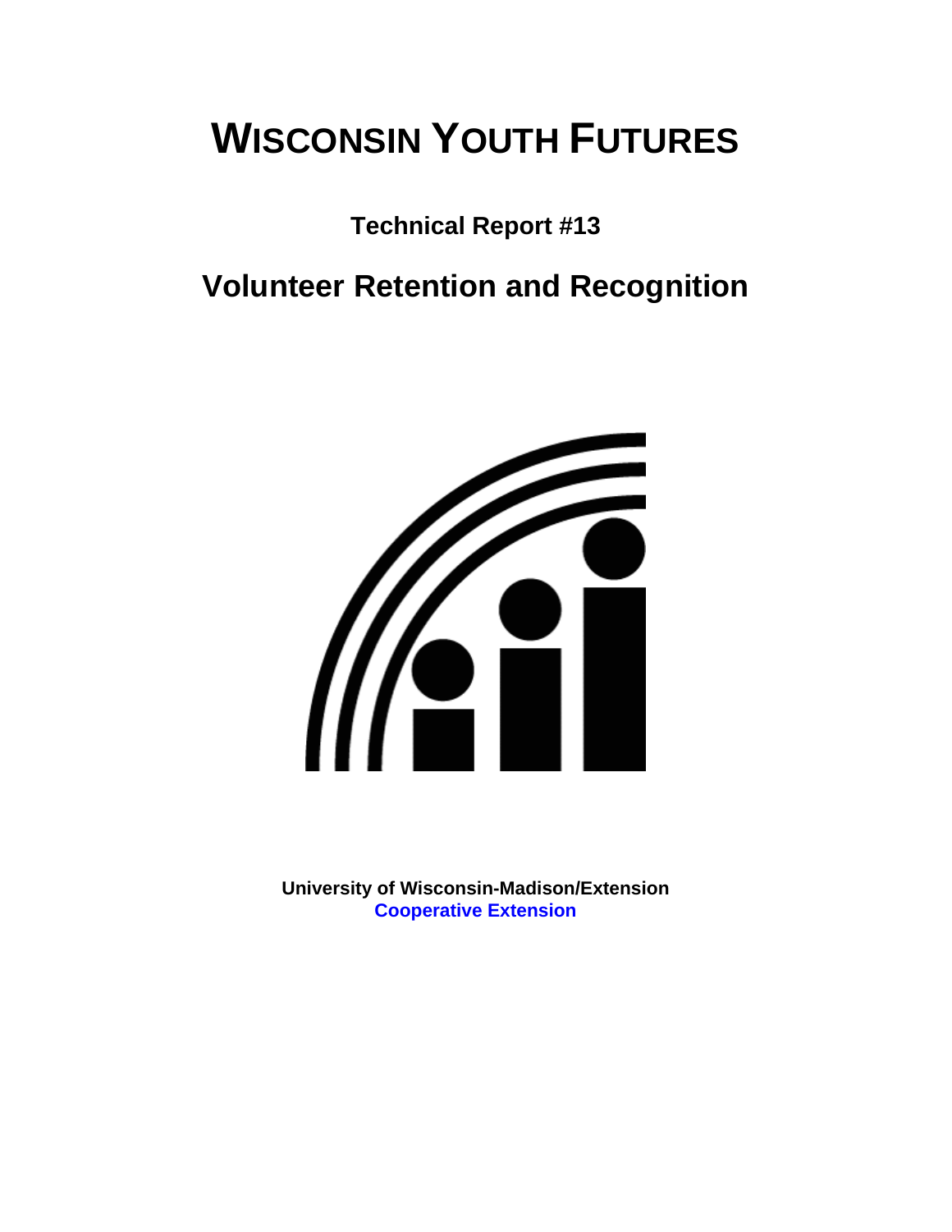# WISCONSIN YOUTH FUTURES

**Technical Report #13**

## Volunteer Retention and Recognition

**University of Wisconsin-Madison/Extension**
**Cooperative Extension**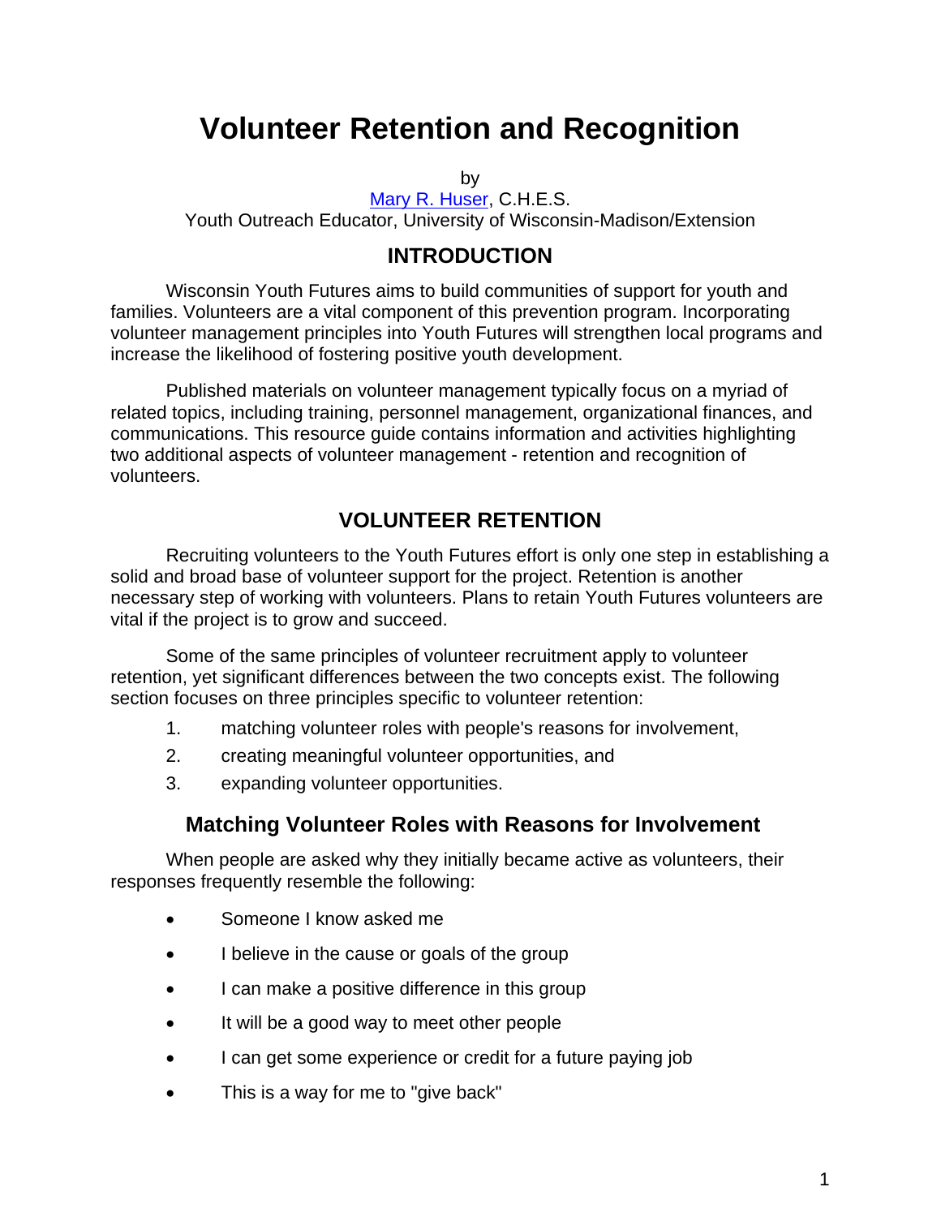# Volunteer Retention and Recognition

by

[Mary R. Huser](), C.H.E.S.
Youth Outreach Educator, University of Wisconsin-Madison/Extension

## INTRODUCTION

Wisconsin Youth Futures aims to build communities of support for youth and families. Volunteers are a vital component of this prevention program. Incorporating volunteer management principles into Youth Futures will strengthen local programs and increase the likelihood of fostering positive youth development.

Published materials on volunteer management typically focus on a myriad of related topics, including training, personnel management, organizational finances, and communications. This resource guide contains information and activities highlighting two additional aspects of volunteer management - retention and recognition of volunteers.

## VOLUNTEER RETENTION

Recruiting volunteers to the Youth Futures effort is only one step in establishing a solid and broad base of volunteer support for the project. Retention is another necessary step of working with volunteers. Plans to retain Youth Futures volunteers are vital if the project is to grow and succeed.

Some of the same principles of volunteer recruitment apply to volunteer retention, yet significant differences between the two concepts exist. The following section focuses on three principles specific to volunteer retention:

1. matching volunteer roles with people's reasons for involvement,
2. creating meaningful volunteer opportunities, and
3. expanding volunteer opportunities.

### Matching Volunteer Roles with Reasons for Involvement

When people are asked why they initially became active as volunteers, their responses frequently resemble the following:

- Someone I know asked me
- I believe in the cause or goals of the group
- I can make a positive difference in this group
- It will be a good way to meet other people
- I can get some experience or credit for a future paying job
- This is a way for me to "give back"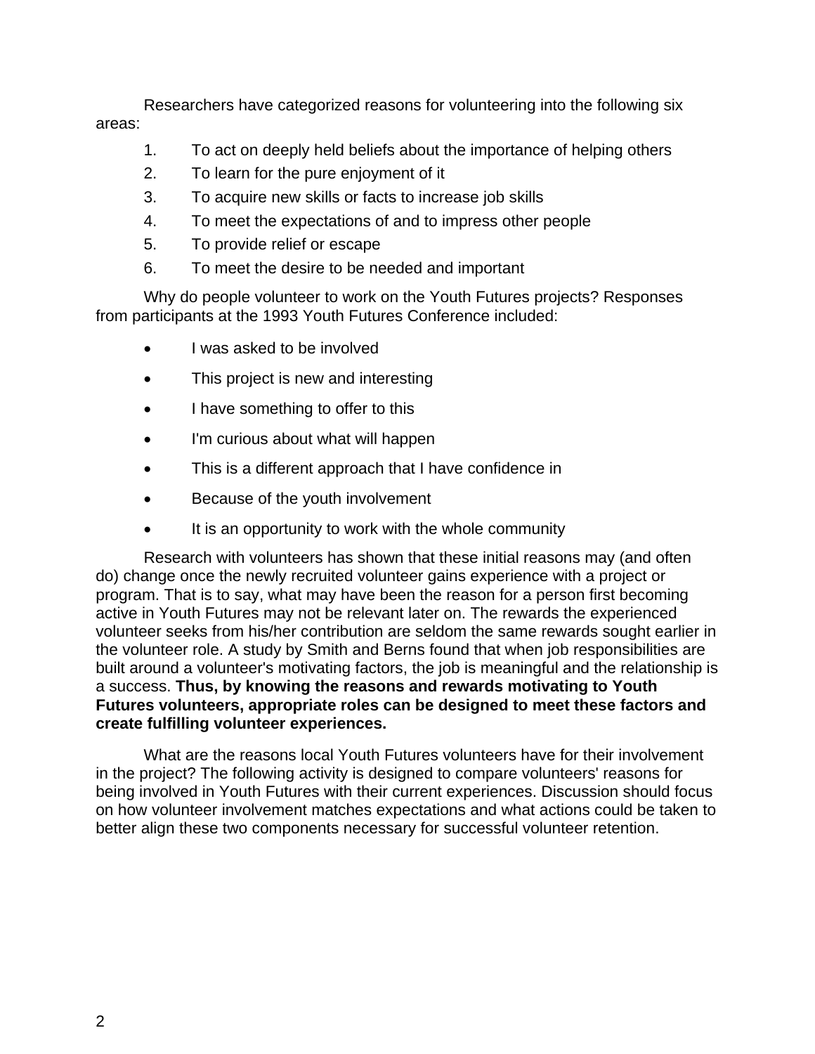Researchers have categorized reasons for volunteering into the following six areas:

1. To act on deeply held beliefs about the importance of helping others
2. To learn for the pure enjoyment of it
3. To acquire new skills or facts to increase job skills
4. To meet the expectations of and to impress other people
5. To provide relief or escape
6. To meet the desire to be needed and important

Why do people volunteer to work on the Youth Futures projects? Responses from participants at the 1993 Youth Futures Conference included:

- I was asked to be involved
- This project is new and interesting
- I have something to offer to this
- I'm curious about what will happen
- This is a different approach that I have confidence in
- Because of the youth involvement
- It is an opportunity to work with the whole community

Research with volunteers has shown that these initial reasons may (and often do) change once the newly recruited volunteer gains experience with a project or program. That is to say, what may have been the reason for a person first becoming active in Youth Futures may not be relevant later on. The rewards the experienced volunteer seeks from his/her contribution are seldom the same rewards sought earlier in the volunteer role. A study by Smith and Berns found that when job responsibilities are built around a volunteer's motivating factors, the job is meaningful and the relationship is a success. **Thus, by knowing the reasons and rewards motivating to Youth Futures volunteers, appropriate roles can be designed to meet these factors and create fulfilling volunteer experiences.**

What are the reasons local Youth Futures volunteers have for their involvement in the project? The following activity is designed to compare volunteers' reasons for being involved in Youth Futures with their current experiences. Discussion should focus on how volunteer involvement matches expectations and what actions could be taken to better align these two components necessary for successful volunteer retention.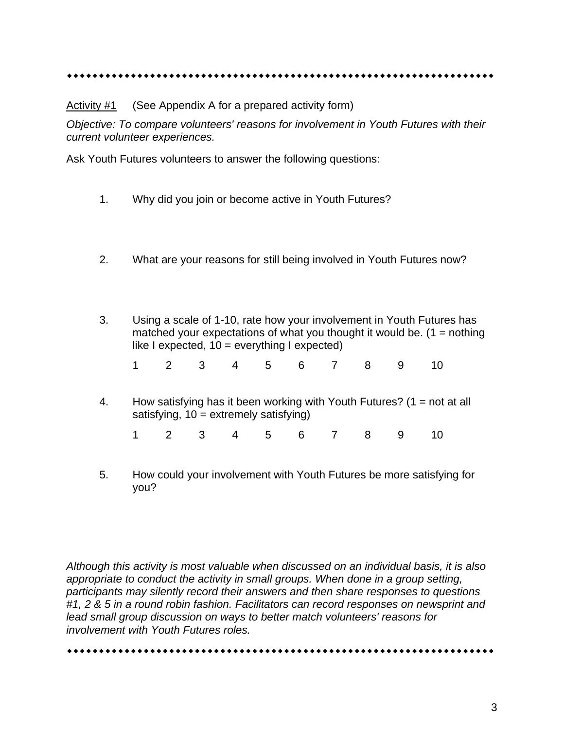◆◆◆◆◆◆◆◆◆◆◆◆◆◆◆◆◆◆◆◆◆◆◆◆◆◆◆◆◆◆◆◆◆◆◆◆◆◆◆◆◆◆◆◆◆◆◆◆◆◆◆◆◆◆◆◆◆◆◆◆◆◆◆◆

<u>Activity #1</u> (See Appendix A for a prepared activity form)

*Objective: To compare volunteers' reasons for involvement in Youth Futures with their current volunteer experiences.*

Ask Youth Futures volunteers to answer the following questions:

1. Why did you join or become active in Youth Futures?

2. What are your reasons for still being involved in Youth Futures now?

3. Using a scale of 1-10, rate how your involvement in Youth Futures has matched your expectations of what you thought it would be. (1 = nothing like I expected, 10 = everything I expected)

   1 2 3 4 5 6 7 8 9 10

4. How satisfying has it been working with Youth Futures? (1 = not at all satisfying, 10 = extremely satisfying)

   1 2 3 4 5 6 7 8 9 10

5. How could your involvement with Youth Futures be more satisfying for you?

*Although this activity is most valuable when discussed on an individual basis, it is also appropriate to conduct the activity in small groups. When done in a group setting, participants may silently record their answers and then share responses to questions #1, 2 & 5 in a round robin fashion. Facilitators can record responses on newsprint and lead small group discussion on ways to better match volunteers' reasons for involvement with Youth Futures roles.*

◆◆◆◆◆◆◆◆◆◆◆◆◆◆◆◆◆◆◆◆◆◆◆◆◆◆◆◆◆◆◆◆◆◆◆◆◆◆◆◆◆◆◆◆◆◆◆◆◆◆◆◆◆◆◆◆◆◆◆◆◆◆◆◆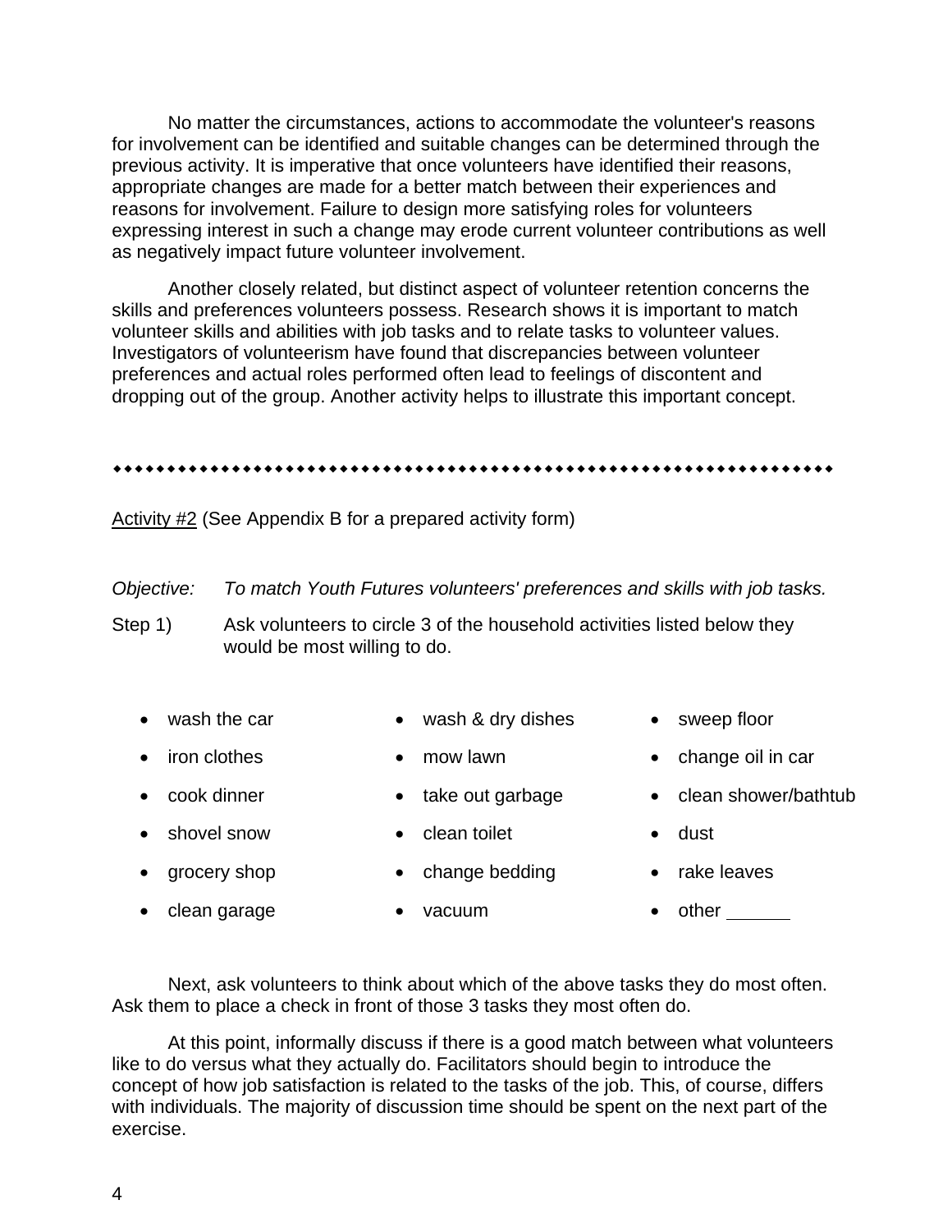No matter the circumstances, actions to accommodate the volunteer's reasons for involvement can be identified and suitable changes can be determined through the previous activity. It is imperative that once volunteers have identified their reasons, appropriate changes are made for a better match between their experiences and reasons for involvement. Failure to design more satisfying roles for volunteers expressing interest in such a change may erode current volunteer contributions as well as negatively impact future volunteer involvement.

Another closely related, but distinct aspect of volunteer retention concerns the skills and preferences volunteers possess. Research shows it is important to match volunteer skills and abilities with job tasks and to relate tasks to volunteer values. Investigators of volunteerism have found that discrepancies between volunteer preferences and actual roles performed often lead to feelings of discontent and dropping out of the group. Another activity helps to illustrate this important concept.

♦♦♦♦♦♦♦♦♦♦♦♦♦♦♦♦♦♦♦♦♦♦♦♦♦♦♦♦♦♦♦♦♦♦♦♦♦♦♦♦♦♦♦♦♦♦♦♦♦♦♦♦♦♦♦♦♦♦♦♦♦♦♦♦

<u>Activity #2</u> (See Appendix B for a prepared activity form)

*Objective:* *To match Youth Futures volunteers' preferences and skills with job tasks.*

Step 1) Ask volunteers to circle 3 of the household activities listed below they would be most willing to do.

- wash the car
- iron clothes
- cook dinner
- shovel snow
- grocery shop
- clean garage
- wash & dry dishes
- mow lawn
- take out garbage
- clean toilet
- change bedding
- vacuum
- sweep floor
- change oil in car
- clean shower/bathtub
- dust
- rake leaves
- other ______

Next, ask volunteers to think about which of the above tasks they do most often. Ask them to place a check in front of those 3 tasks they most often do.

At this point, informally discuss if there is a good match between what volunteers like to do versus what they actually do. Facilitators should begin to introduce the concept of how job satisfaction is related to the tasks of the job. This, of course, differs with individuals. The majority of discussion time should be spent on the next part of the exercise.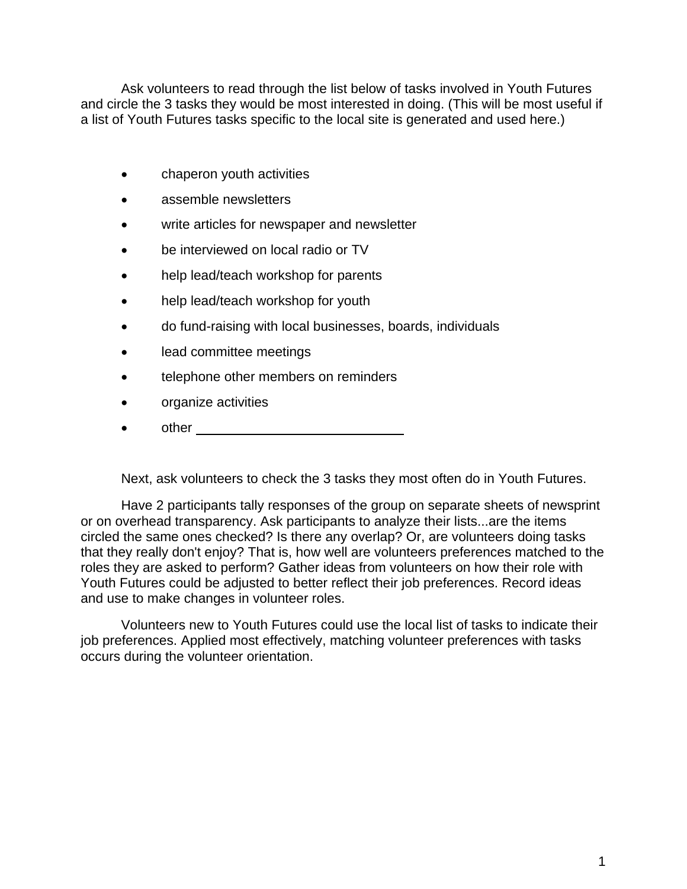Ask volunteers to read through the list below of tasks involved in Youth Futures and circle the 3 tasks they would be most interested in doing. (This will be most useful if a list of Youth Futures tasks specific to the local site is generated and used here.)

- chaperon youth activities
- assemble newsletters
- write articles for newspaper and newsletter
- be interviewed on local radio or TV
- help lead/teach workshop for parents
- help lead/teach workshop for youth
- do fund-raising with local businesses, boards, individuals
- lead committee meetings
- telephone other members on reminders
- organize activities
- other ____________________________

Next, ask volunteers to check the 3 tasks they most often do in Youth Futures.

Have 2 participants tally responses of the group on separate sheets of newsprint or on overhead transparency. Ask participants to analyze their lists...are the items circled the same ones checked? Is there any overlap? Or, are volunteers doing tasks that they really don't enjoy? That is, how well are volunteers preferences matched to the roles they are asked to perform? Gather ideas from volunteers on how their role with Youth Futures could be adjusted to better reflect their job preferences. Record ideas and use to make changes in volunteer roles.

Volunteers new to Youth Futures could use the local list of tasks to indicate their job preferences. Applied most effectively, matching volunteer preferences with tasks occurs during the volunteer orientation.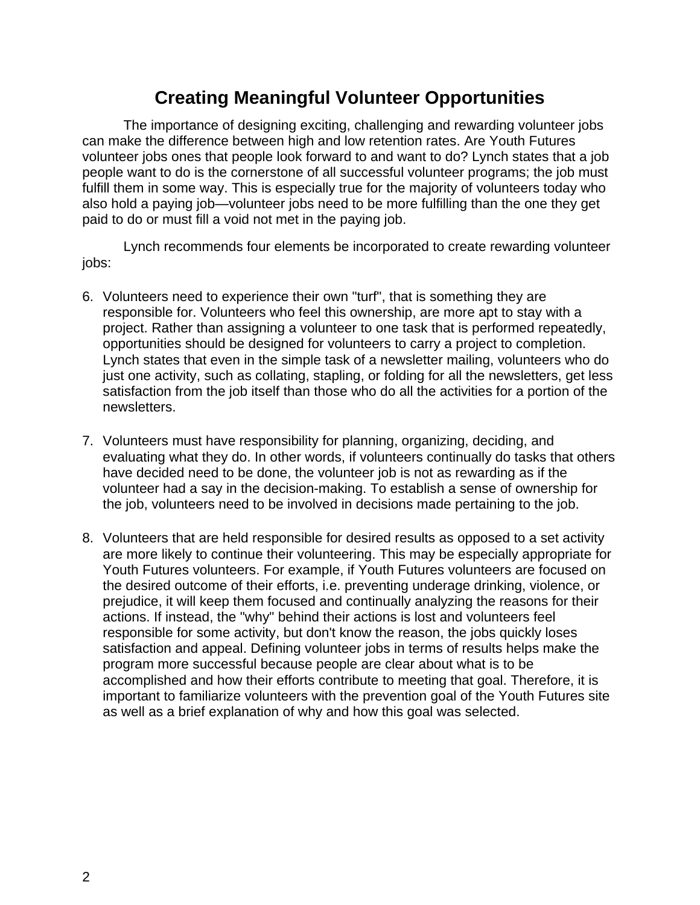# Creating Meaningful Volunteer Opportunities

The importance of designing exciting, challenging and rewarding volunteer jobs can make the difference between high and low retention rates. Are Youth Futures volunteer jobs ones that people look forward to and want to do? Lynch states that a job people want to do is the cornerstone of all successful volunteer programs; the job must fulfill them in some way. This is especially true for the majority of volunteers today who also hold a paying job—volunteer jobs need to be more fulfilling than the one they get paid to do or must fill a void not met in the paying job.

Lynch recommends four elements be incorporated to create rewarding volunteer jobs:

6. Volunteers need to experience their own "turf", that is something they are responsible for. Volunteers who feel this ownership, are more apt to stay with a project. Rather than assigning a volunteer to one task that is performed repeatedly, opportunities should be designed for volunteers to carry a project to completion. Lynch states that even in the simple task of a newsletter mailing, volunteers who do just one activity, such as collating, stapling, or folding for all the newsletters, get less satisfaction from the job itself than those who do all the activities for a portion of the newsletters.

7. Volunteers must have responsibility for planning, organizing, deciding, and evaluating what they do. In other words, if volunteers continually do tasks that others have decided need to be done, the volunteer job is not as rewarding as if the volunteer had a say in the decision-making. To establish a sense of ownership for the job, volunteers need to be involved in decisions made pertaining to the job.

8. Volunteers that are held responsible for desired results as opposed to a set activity are more likely to continue their volunteering. This may be especially appropriate for Youth Futures volunteers. For example, if Youth Futures volunteers are focused on the desired outcome of their efforts, i.e. preventing underage drinking, violence, or prejudice, it will keep them focused and continually analyzing the reasons for their actions. If instead, the "why" behind their actions is lost and volunteers feel responsible for some activity, but don't know the reason, the jobs quickly loses satisfaction and appeal. Defining volunteer jobs in terms of results helps make the program more successful because people are clear about what is to be accomplished and how their efforts contribute to meeting that goal. Therefore, it is important to familiarize volunteers with the prevention goal of the Youth Futures site as well as a brief explanation of why and how this goal was selected.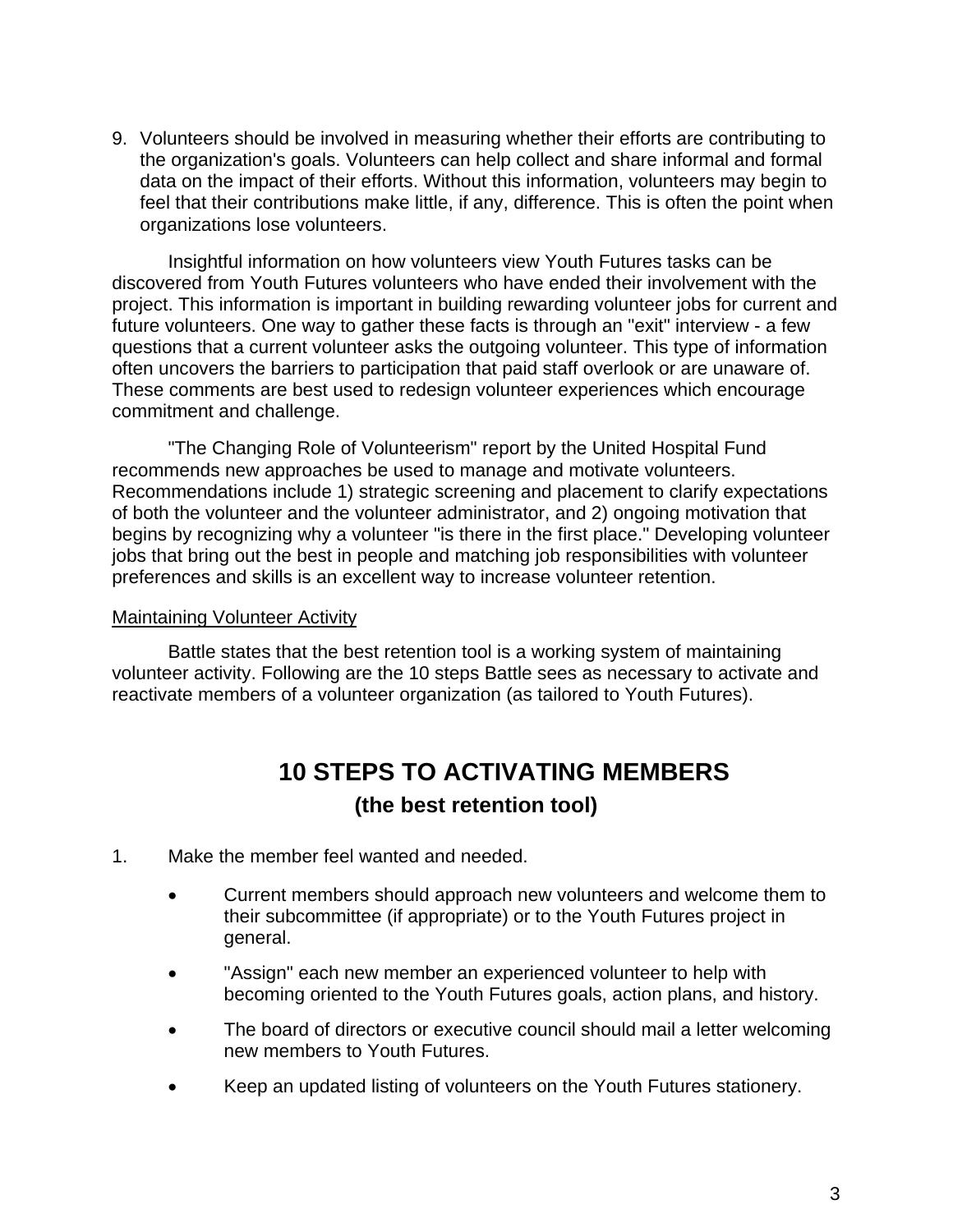9. Volunteers should be involved in measuring whether their efforts are contributing to the organization's goals. Volunteers can help collect and share informal and formal data on the impact of their efforts. Without this information, volunteers may begin to feel that their contributions make little, if any, difference. This is often the point when organizations lose volunteers.

Insightful information on how volunteers view Youth Futures tasks can be discovered from Youth Futures volunteers who have ended their involvement with the project. This information is important in building rewarding volunteer jobs for current and future volunteers. One way to gather these facts is through an "exit" interview - a few questions that a current volunteer asks the outgoing volunteer. This type of information often uncovers the barriers to participation that paid staff overlook or are unaware of. These comments are best used to redesign volunteer experiences which encourage commitment and challenge.

"The Changing Role of Volunteerism" report by the United Hospital Fund recommends new approaches be used to manage and motivate volunteers. Recommendations include 1) strategic screening and placement to clarify expectations of both the volunteer and the volunteer administrator, and 2) ongoing motivation that begins by recognizing why a volunteer "is there in the first place." Developing volunteer jobs that bring out the best in people and matching job responsibilities with volunteer preferences and skills is an excellent way to increase volunteer retention.

<u>Maintaining Volunteer Activity</u>

Battle states that the best retention tool is a working system of maintaining volunteer activity. Following are the 10 steps Battle sees as necessary to activate and reactivate members of a volunteer organization (as tailored to Youth Futures).

## 10 STEPS TO ACTIVATING MEMBERS

### (the best retention tool)

1. Make the member feel wanted and needed.

   - Current members should approach new volunteers and welcome them to their subcommittee (if appropriate) or to the Youth Futures project in general.
   - "Assign" each new member an experienced volunteer to help with becoming oriented to the Youth Futures goals, action plans, and history.
   - The board of directors or executive council should mail a letter welcoming new members to Youth Futures.
   - Keep an updated listing of volunteers on the Youth Futures stationery.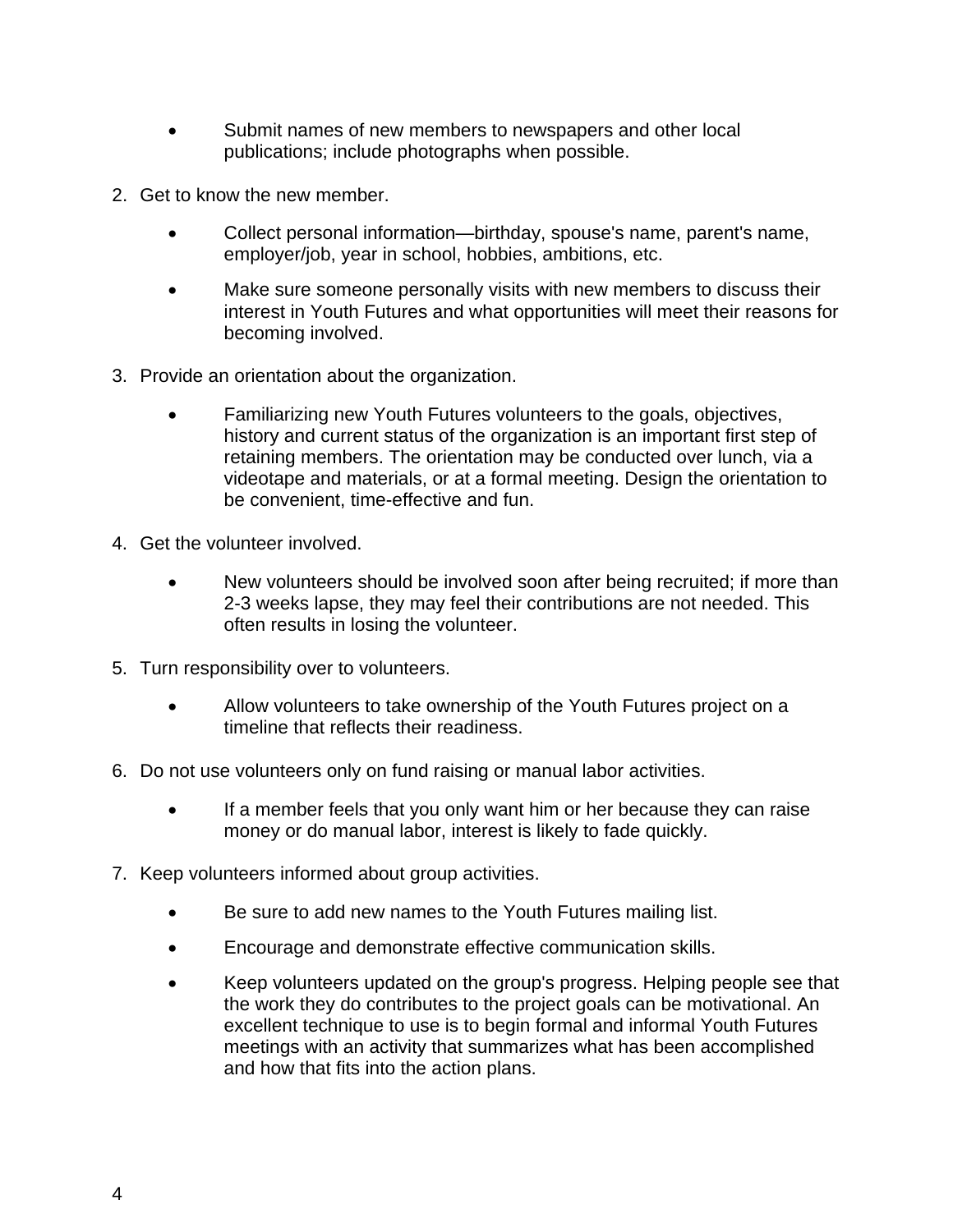- Submit names of new members to newspapers and other local publications; include photographs when possible.

2. Get to know the new member.

    - Collect personal information—birthday, spouse's name, parent's name, employer/job, year in school, hobbies, ambitions, etc.
    - Make sure someone personally visits with new members to discuss their interest in Youth Futures and what opportunities will meet their reasons for becoming involved.

3. Provide an orientation about the organization.

    - Familiarizing new Youth Futures volunteers to the goals, objectives, history and current status of the organization is an important first step of retaining members. The orientation may be conducted over lunch, via a videotape and materials, or at a formal meeting. Design the orientation to be convenient, time-effective and fun.

4. Get the volunteer involved.

    - New volunteers should be involved soon after being recruited; if more than 2-3 weeks lapse, they may feel their contributions are not needed. This often results in losing the volunteer.

5. Turn responsibility over to volunteers.

    - Allow volunteers to take ownership of the Youth Futures project on a timeline that reflects their readiness.

6. Do not use volunteers only on fund raising or manual labor activities.

    - If a member feels that you only want him or her because they can raise money or do manual labor, interest is likely to fade quickly.

7. Keep volunteers informed about group activities.

    - Be sure to add new names to the Youth Futures mailing list.
    - Encourage and demonstrate effective communication skills.
    - Keep volunteers updated on the group's progress. Helping people see that the work they do contributes to the project goals can be motivational. An excellent technique to use is to begin formal and informal Youth Futures meetings with an activity that summarizes what has been accomplished and how that fits into the action plans.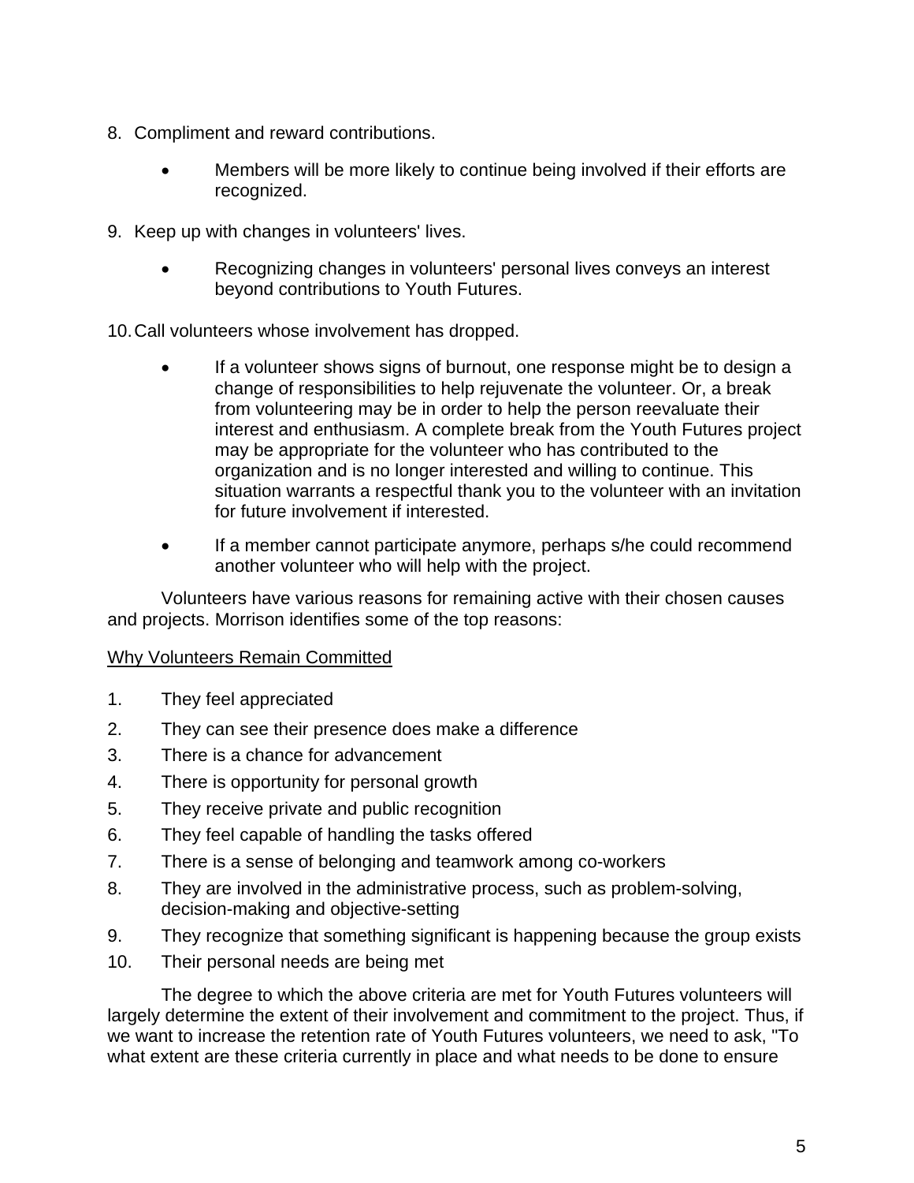8. Compliment and reward contributions.

    - Members will be more likely to continue being involved if their efforts are recognized.

9. Keep up with changes in volunteers' lives.

    - Recognizing changes in volunteers' personal lives conveys an interest beyond contributions to Youth Futures.

10. Call volunteers whose involvement has dropped.

    - If a volunteer shows signs of burnout, one response might be to design a change of responsibilities to help rejuvenate the volunteer. Or, a break from volunteering may be in order to help the person reevaluate their interest and enthusiasm. A complete break from the Youth Futures project may be appropriate for the volunteer who has contributed to the organization and is no longer interested and willing to continue. This situation warrants a respectful thank you to the volunteer with an invitation for future involvement if interested.

    - If a member cannot participate anymore, perhaps s/he could recommend another volunteer who will help with the project.

Volunteers have various reasons for remaining active with their chosen causes and projects. Morrison identifies some of the top reasons:

<u>Why Volunteers Remain Committed</u>

1. They feel appreciated
2. They can see their presence does make a difference
3. There is a chance for advancement
4. There is opportunity for personal growth
5. They receive private and public recognition
6. They feel capable of handling the tasks offered
7. There is a sense of belonging and teamwork among co-workers
8. They are involved in the administrative process, such as problem-solving, decision-making and objective-setting
9. They recognize that something significant is happening because the group exists
10. Their personal needs are being met

The degree to which the above criteria are met for Youth Futures volunteers will largely determine the extent of their involvement and commitment to the project. Thus, if we want to increase the retention rate of Youth Futures volunteers, we need to ask, "To what extent are these criteria currently in place and what needs to be done to ensure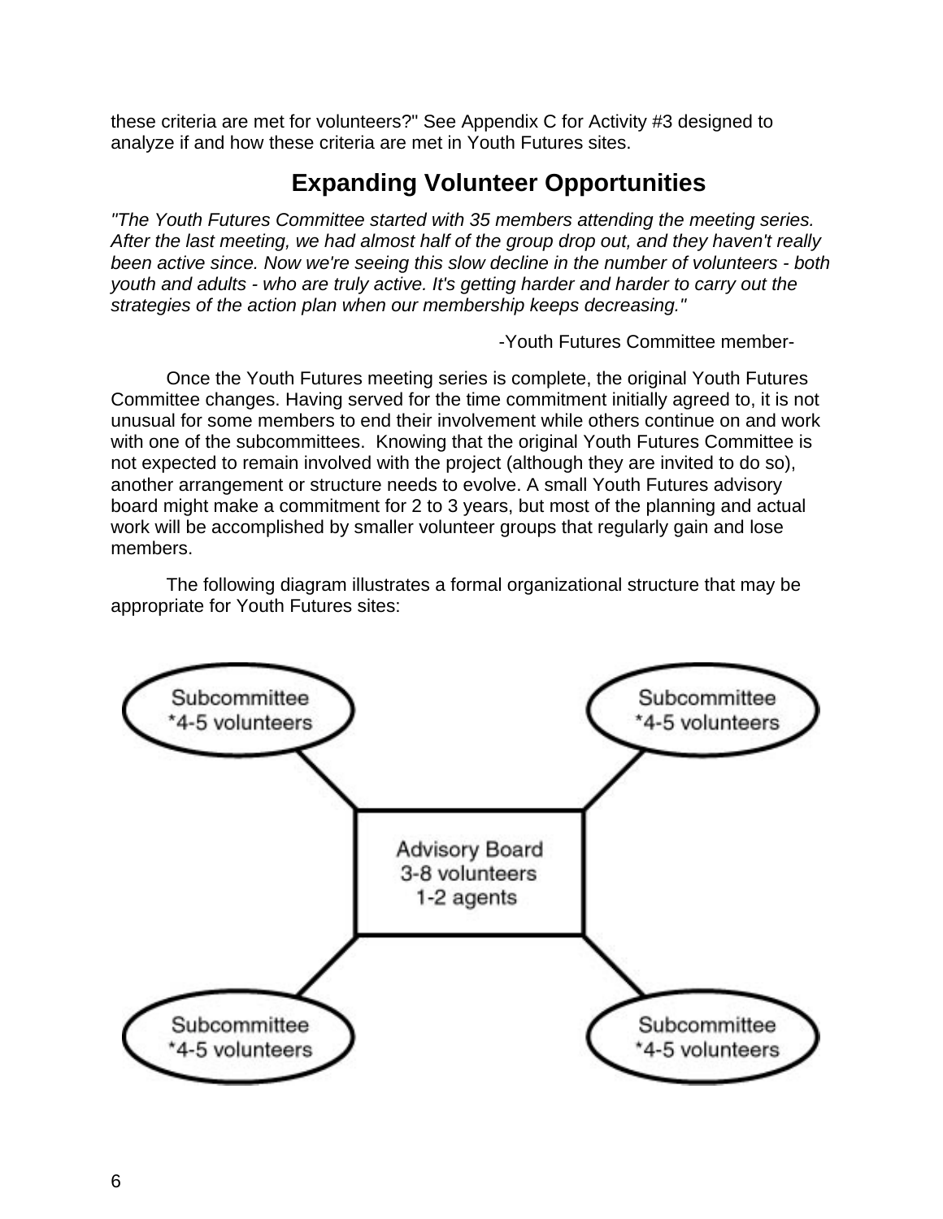these criteria are met for volunteers?" See Appendix C for Activity #3 designed to analyze if and how these criteria are met in Youth Futures sites.

## Expanding Volunteer Opportunities

*"The Youth Futures Committee started with 35 members attending the meeting series. After the last meeting, we had almost half of the group drop out, and they haven't really been active since. Now we're seeing this slow decline in the number of volunteers - both youth and adults - who are truly active. It's getting harder and harder to carry out the strategies of the action plan when our membership keeps decreasing."*

-Youth Futures Committee member-

Once the Youth Futures meeting series is complete, the original Youth Futures Committee changes. Having served for the time commitment initially agreed to, it is not unusual for some members to end their involvement while others continue on and work with one of the subcommittees. Knowing that the original Youth Futures Committee is not expected to remain involved with the project (although they are invited to do so), another arrangement or structure needs to evolve. A small Youth Futures advisory board might make a commitment for 2 to 3 years, but most of the planning and actual work will be accomplished by smaller volunteer groups that regularly gain and lose members.

The following diagram illustrates a formal organizational structure that may be appropriate for Youth Futures sites:

Subcommittee
*4-5 volunteers

Subcommittee
*4-5 volunteers

Advisory Board
3-8 volunteers
1-2 agents

Subcommittee
*4-5 volunteers

Subcommittee
*4-5 volunteers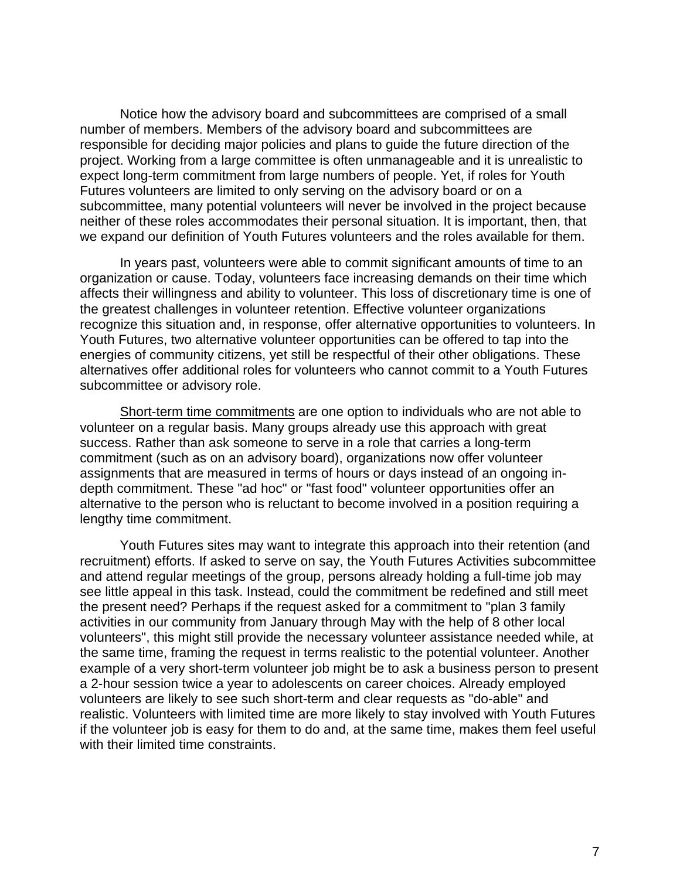Notice how the advisory board and subcommittees are comprised of a small number of members. Members of the advisory board and subcommittees are responsible for deciding major policies and plans to guide the future direction of the project. Working from a large committee is often unmanageable and it is unrealistic to expect long-term commitment from large numbers of people. Yet, if roles for Youth Futures volunteers are limited to only serving on the advisory board or on a subcommittee, many potential volunteers will never be involved in the project because neither of these roles accommodates their personal situation. It is important, then, that we expand our definition of Youth Futures volunteers and the roles available for them.

In years past, volunteers were able to commit significant amounts of time to an organization or cause. Today, volunteers face increasing demands on their time which affects their willingness and ability to volunteer. This loss of discretionary time is one of the greatest challenges in volunteer retention. Effective volunteer organizations recognize this situation and, in response, offer alternative opportunities to volunteers. In Youth Futures, two alternative volunteer opportunities can be offered to tap into the energies of community citizens, yet still be respectful of their other obligations. These alternatives offer additional roles for volunteers who cannot commit to a Youth Futures subcommittee or advisory role.

<u>Short-term time commitments</u> are one option to individuals who are not able to volunteer on a regular basis. Many groups already use this approach with great success. Rather than ask someone to serve in a role that carries a long-term commitment (such as on an advisory board), organizations now offer volunteer assignments that are measured in terms of hours or days instead of an ongoing in-depth commitment. These "ad hoc" or "fast food" volunteer opportunities offer an alternative to the person who is reluctant to become involved in a position requiring a lengthy time commitment.

Youth Futures sites may want to integrate this approach into their retention (and recruitment) efforts. If asked to serve on say, the Youth Futures Activities subcommittee and attend regular meetings of the group, persons already holding a full-time job may see little appeal in this task. Instead, could the commitment be redefined and still meet the present need? Perhaps if the request asked for a commitment to "plan 3 family activities in our community from January through May with the help of 8 other local volunteers", this might still provide the necessary volunteer assistance needed while, at the same time, framing the request in terms realistic to the potential volunteer. Another example of a very short-term volunteer job might be to ask a business person to present a 2-hour session twice a year to adolescents on career choices. Already employed volunteers are likely to see such short-term and clear requests as "do-able" and realistic. Volunteers with limited time are more likely to stay involved with Youth Futures if the volunteer job is easy for them to do and, at the same time, makes them feel useful with their limited time constraints.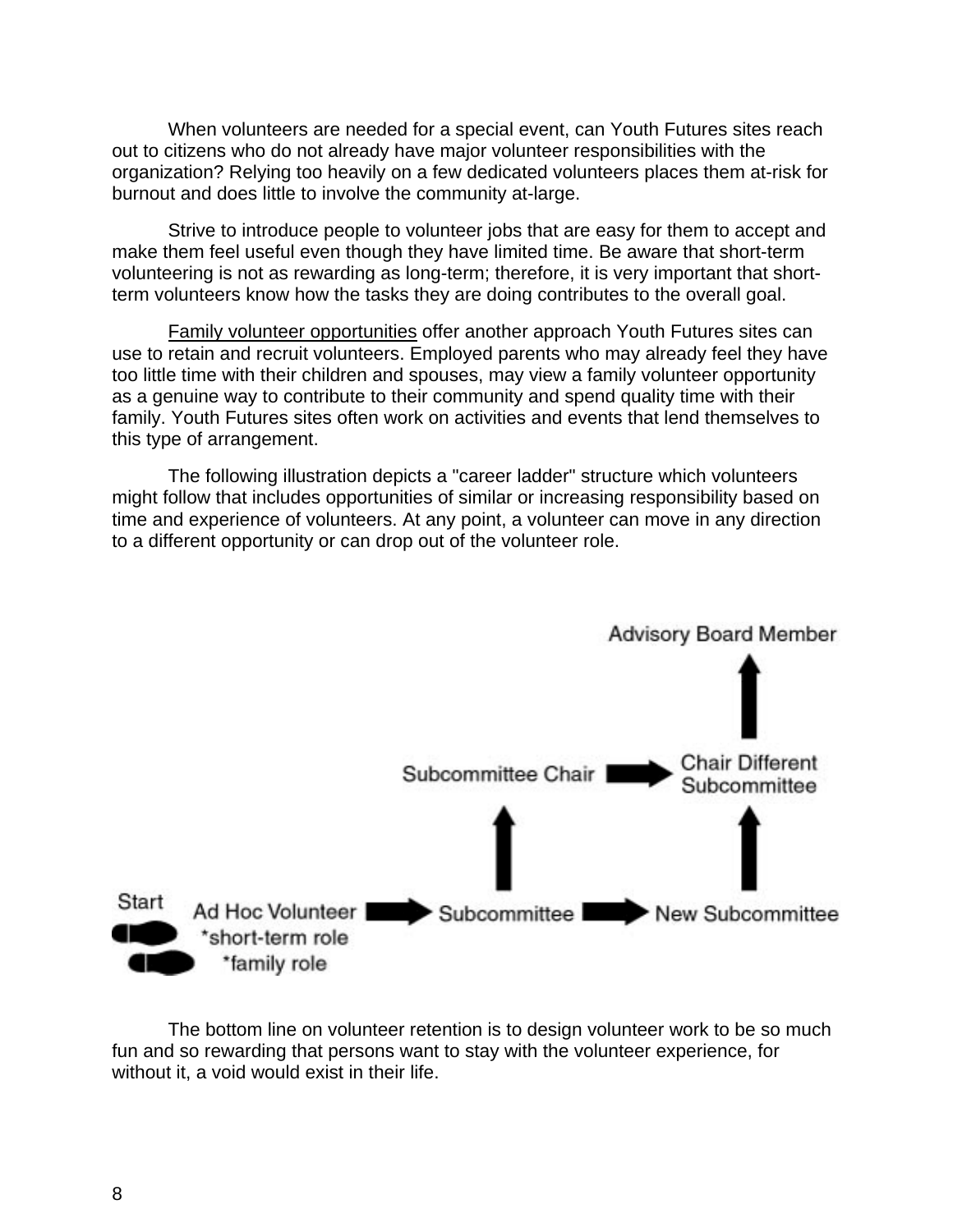When volunteers are needed for a special event, can Youth Futures sites reach out to citizens who do not already have major volunteer responsibilities with the organization? Relying too heavily on a few dedicated volunteers places them at-risk for burnout and does little to involve the community at-large.

Strive to introduce people to volunteer jobs that are easy for them to accept and make them feel useful even though they have limited time. Be aware that short-term volunteering is not as rewarding as long-term; therefore, it is very important that short-term volunteers know how the tasks they are doing contributes to the overall goal.

Family volunteer opportunities offer another approach Youth Futures sites can use to retain and recruit volunteers. Employed parents who may already feel they have too little time with their children and spouses, may view a family volunteer opportunity as a genuine way to contribute to their community and spend quality time with their family. Youth Futures sites often work on activities and events that lend themselves to this type of arrangement.

The following illustration depicts a "career ladder" structure which volunteers might follow that includes opportunities of similar or increasing responsibility based on time and experience of volunteers. At any point, a volunteer can move in any direction to a different opportunity or can drop out of the volunteer role.

Advisory Board Member

Subcommittee Chair → Chair Different Subcommittee

Start

Ad Hoc Volunteer
*short-term role
*family role
→ Subcommittee → New Subcommittee

The bottom line on volunteer retention is to design volunteer work to be so much fun and so rewarding that persons want to stay with the volunteer experience, for without it, a void would exist in their life.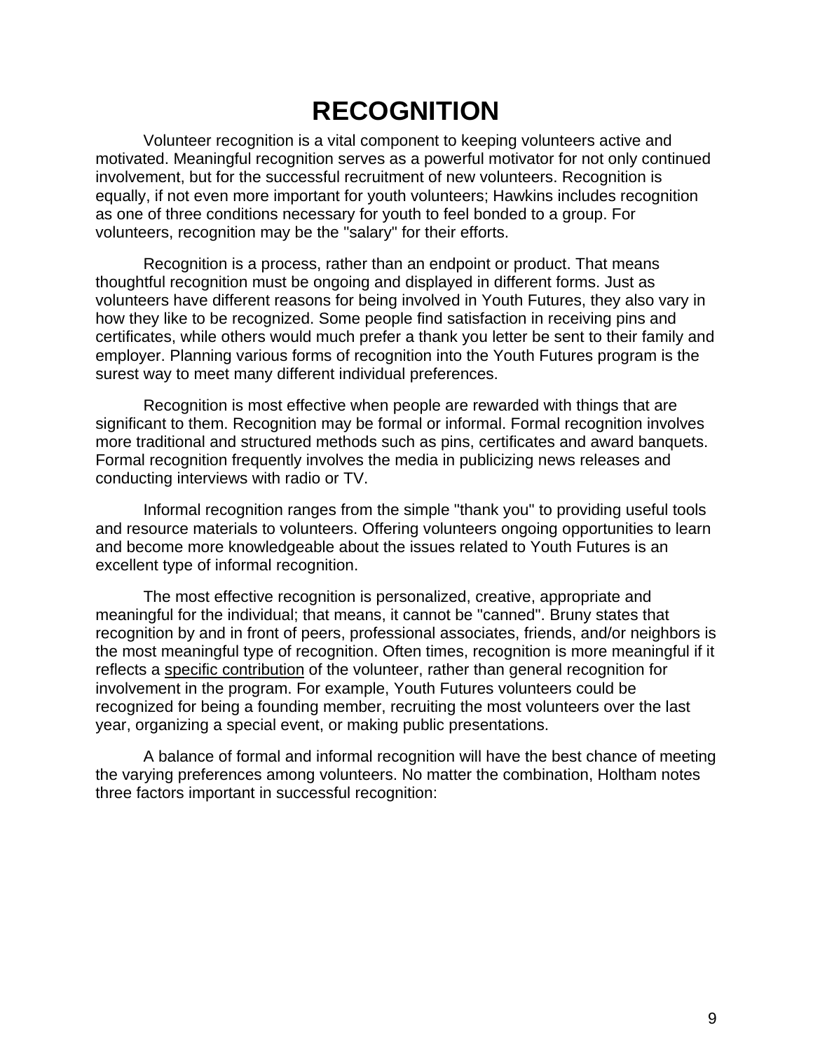# RECOGNITION

Volunteer recognition is a vital component to keeping volunteers active and motivated. Meaningful recognition serves as a powerful motivator for not only continued involvement, but for the successful recruitment of new volunteers. Recognition is equally, if not even more important for youth volunteers; Hawkins includes recognition as one of three conditions necessary for youth to feel bonded to a group. For volunteers, recognition may be the "salary" for their efforts.

Recognition is a process, rather than an endpoint or product. That means thoughtful recognition must be ongoing and displayed in different forms. Just as volunteers have different reasons for being involved in Youth Futures, they also vary in how they like to be recognized. Some people find satisfaction in receiving pins and certificates, while others would much prefer a thank you letter be sent to their family and employer. Planning various forms of recognition into the Youth Futures program is the surest way to meet many different individual preferences.

Recognition is most effective when people are rewarded with things that are significant to them. Recognition may be formal or informal. Formal recognition involves more traditional and structured methods such as pins, certificates and award banquets. Formal recognition frequently involves the media in publicizing news releases and conducting interviews with radio or TV.

Informal recognition ranges from the simple "thank you" to providing useful tools and resource materials to volunteers. Offering volunteers ongoing opportunities to learn and become more knowledgeable about the issues related to Youth Futures is an excellent type of informal recognition.

The most effective recognition is personalized, creative, appropriate and meaningful for the individual; that means, it cannot be "canned". Bruny states that recognition by and in front of peers, professional associates, friends, and/or neighbors is the most meaningful type of recognition. Often times, recognition is more meaningful if it reflects a <u>specific contribution</u> of the volunteer, rather than general recognition for involvement in the program. For example, Youth Futures volunteers could be recognized for being a founding member, recruiting the most volunteers over the last year, organizing a special event, or making public presentations.

A balance of formal and informal recognition will have the best chance of meeting the varying preferences among volunteers. No matter the combination, Holtham notes three factors important in successful recognition: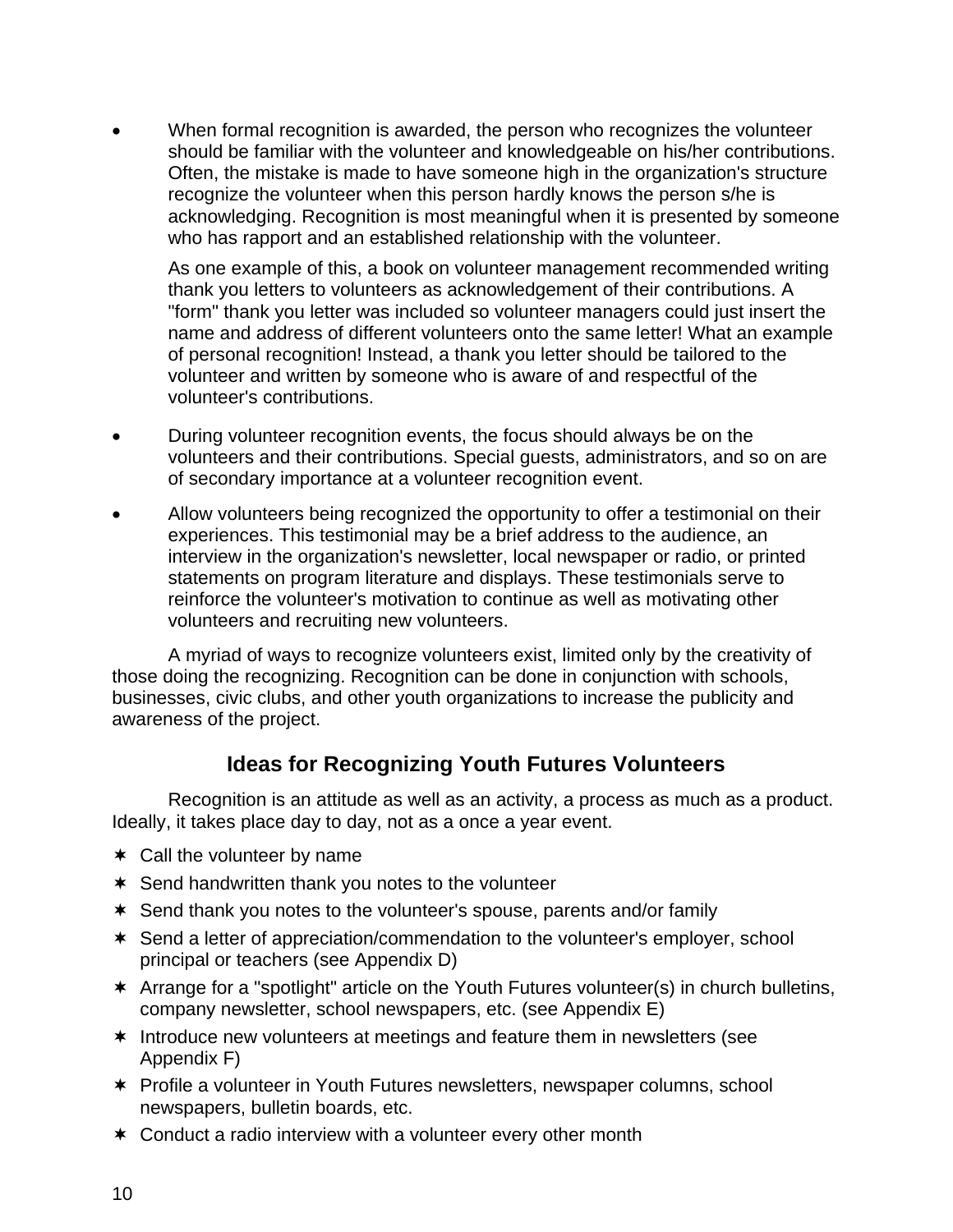- When formal recognition is awarded, the person who recognizes the volunteer should be familiar with the volunteer and knowledgeable on his/her contributions. Often, the mistake is made to have someone high in the organization's structure recognize the volunteer when this person hardly knows the person s/he is acknowledging. Recognition is most meaningful when it is presented by someone who has rapport and an established relationship with the volunteer.

  As one example of this, a book on volunteer management recommended writing thank you letters to volunteers as acknowledgement of their contributions. A "form" thank you letter was included so volunteer managers could just insert the name and address of different volunteers onto the same letter! What an example of personal recognition! Instead, a thank you letter should be tailored to the volunteer and written by someone who is aware of and respectful of the volunteer's contributions.

- During volunteer recognition events, the focus should always be on the volunteers and their contributions. Special guests, administrators, and so on are of secondary importance at a volunteer recognition event.

- Allow volunteers being recognized the opportunity to offer a testimonial on their experiences. This testimonial may be a brief address to the audience, an interview in the organization's newsletter, local newspaper or radio, or printed statements on program literature and displays. These testimonials serve to reinforce the volunteer's motivation to continue as well as motivating other volunteers and recruiting new volunteers.

A myriad of ways to recognize volunteers exist, limited only by the creativity of those doing the recognizing. Recognition can be done in conjunction with schools, businesses, civic clubs, and other youth organizations to increase the publicity and awareness of the project.

## Ideas for Recognizing Youth Futures Volunteers

Recognition is an attitude as well as an activity, a process as much as a product. Ideally, it takes place day to day, not as a once a year event.

- Call the volunteer by name
- Send handwritten thank you notes to the volunteer
- Send thank you notes to the volunteer's spouse, parents and/or family
- Send a letter of appreciation/commendation to the volunteer's employer, school principal or teachers (see Appendix D)
- Arrange for a "spotlight" article on the Youth Futures volunteer(s) in church bulletins, company newsletter, school newspapers, etc. (see Appendix E)
- Introduce new volunteers at meetings and feature them in newsletters (see Appendix F)
- Profile a volunteer in Youth Futures newsletters, newspaper columns, school newspapers, bulletin boards, etc.
- Conduct a radio interview with a volunteer every other month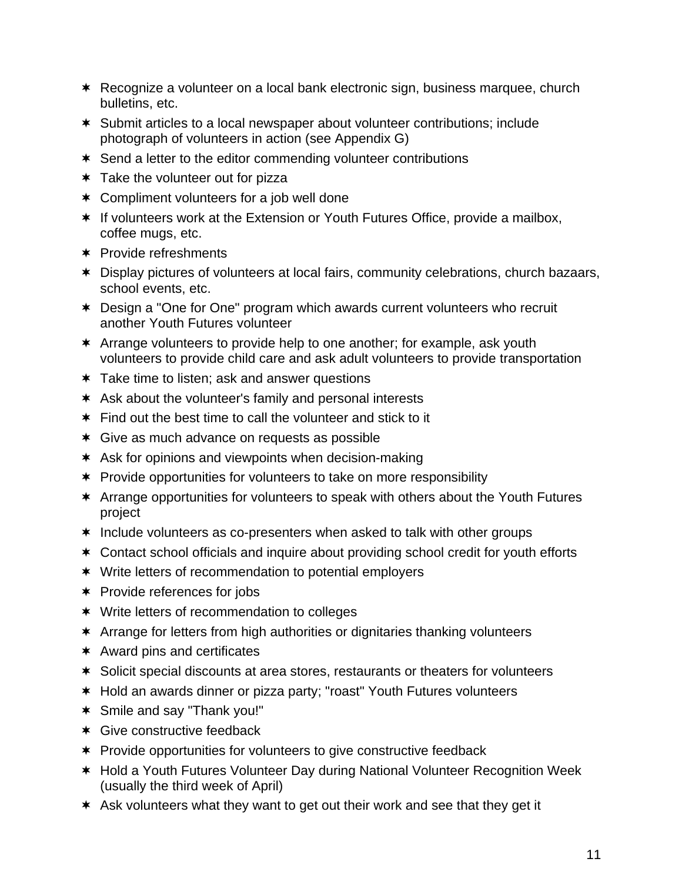- Recognize a volunteer on a local bank electronic sign, business marquee, church bulletins, etc.
- Submit articles to a local newspaper about volunteer contributions; include photograph of volunteers in action (see Appendix G)
- Send a letter to the editor commending volunteer contributions
- Take the volunteer out for pizza
- Compliment volunteers for a job well done
- If volunteers work at the Extension or Youth Futures Office, provide a mailbox, coffee mugs, etc.
- Provide refreshments
- Display pictures of volunteers at local fairs, community celebrations, church bazaars, school events, etc.
- Design a "One for One" program which awards current volunteers who recruit another Youth Futures volunteer
- Arrange volunteers to provide help to one another; for example, ask youth volunteers to provide child care and ask adult volunteers to provide transportation
- Take time to listen; ask and answer questions
- Ask about the volunteer's family and personal interests
- Find out the best time to call the volunteer and stick to it
- Give as much advance on requests as possible
- Ask for opinions and viewpoints when decision-making
- Provide opportunities for volunteers to take on more responsibility
- Arrange opportunities for volunteers to speak with others about the Youth Futures project
- Include volunteers as co-presenters when asked to talk with other groups
- Contact school officials and inquire about providing school credit for youth efforts
- Write letters of recommendation to potential employers
- Provide references for jobs
- Write letters of recommendation to colleges
- Arrange for letters from high authorities or dignitaries thanking volunteers
- Award pins and certificates
- Solicit special discounts at area stores, restaurants or theaters for volunteers
- Hold an awards dinner or pizza party; "roast" Youth Futures volunteers
- Smile and say "Thank you!"
- Give constructive feedback
- Provide opportunities for volunteers to give constructive feedback
- Hold a Youth Futures Volunteer Day during National Volunteer Recognition Week (usually the third week of April)
- Ask volunteers what they want to get out their work and see that they get it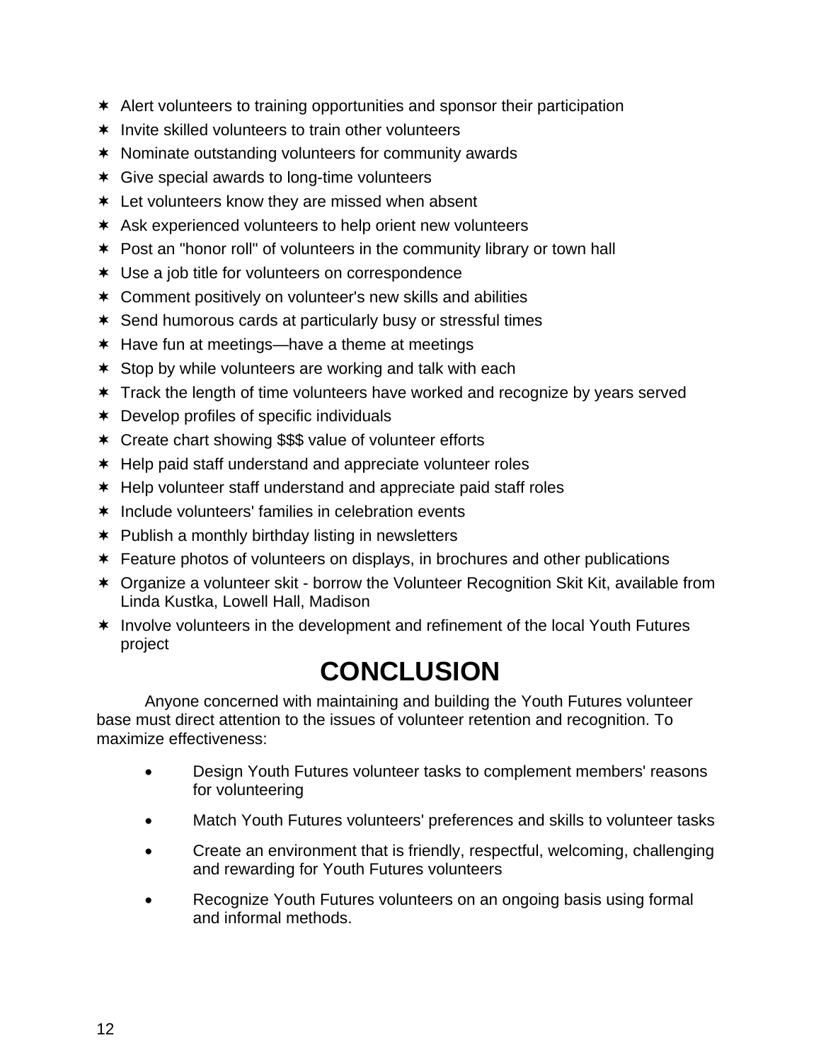- Alert volunteers to training opportunities and sponsor their participation
- Invite skilled volunteers to train other volunteers
- Nominate outstanding volunteers for community awards
- Give special awards to long-time volunteers
- Let volunteers know they are missed when absent
- Ask experienced volunteers to help orient new volunteers
- Post an "honor roll" of volunteers in the community library or town hall
- Use a job title for volunteers on correspondence
- Comment positively on volunteer's new skills and abilities
- Send humorous cards at particularly busy or stressful times
- Have fun at meetings—have a theme at meetings
- Stop by while volunteers are working and talk with each
- Track the length of time volunteers have worked and recognize by years served
- Develop profiles of specific individuals
- Create chart showing $$$ value of volunteer efforts
- Help paid staff understand and appreciate volunteer roles
- Help volunteer staff understand and appreciate paid staff roles
- Include volunteers' families in celebration events
- Publish a monthly birthday listing in newsletters
- Feature photos of volunteers on displays, in brochures and other publications
- Organize a volunteer skit - borrow the Volunteer Recognition Skit Kit, available from Linda Kustka, Lowell Hall, Madison
- Involve volunteers in the development and refinement of the local Youth Futures project

# CONCLUSION

Anyone concerned with maintaining and building the Youth Futures volunteer base must direct attention to the issues of volunteer retention and recognition. To maximize effectiveness:

- Design Youth Futures volunteer tasks to complement members' reasons for volunteering
- Match Youth Futures volunteers' preferences and skills to volunteer tasks
- Create an environment that is friendly, respectful, welcoming, challenging and rewarding for Youth Futures volunteers
- Recognize Youth Futures volunteers on an ongoing basis using formal and informal methods.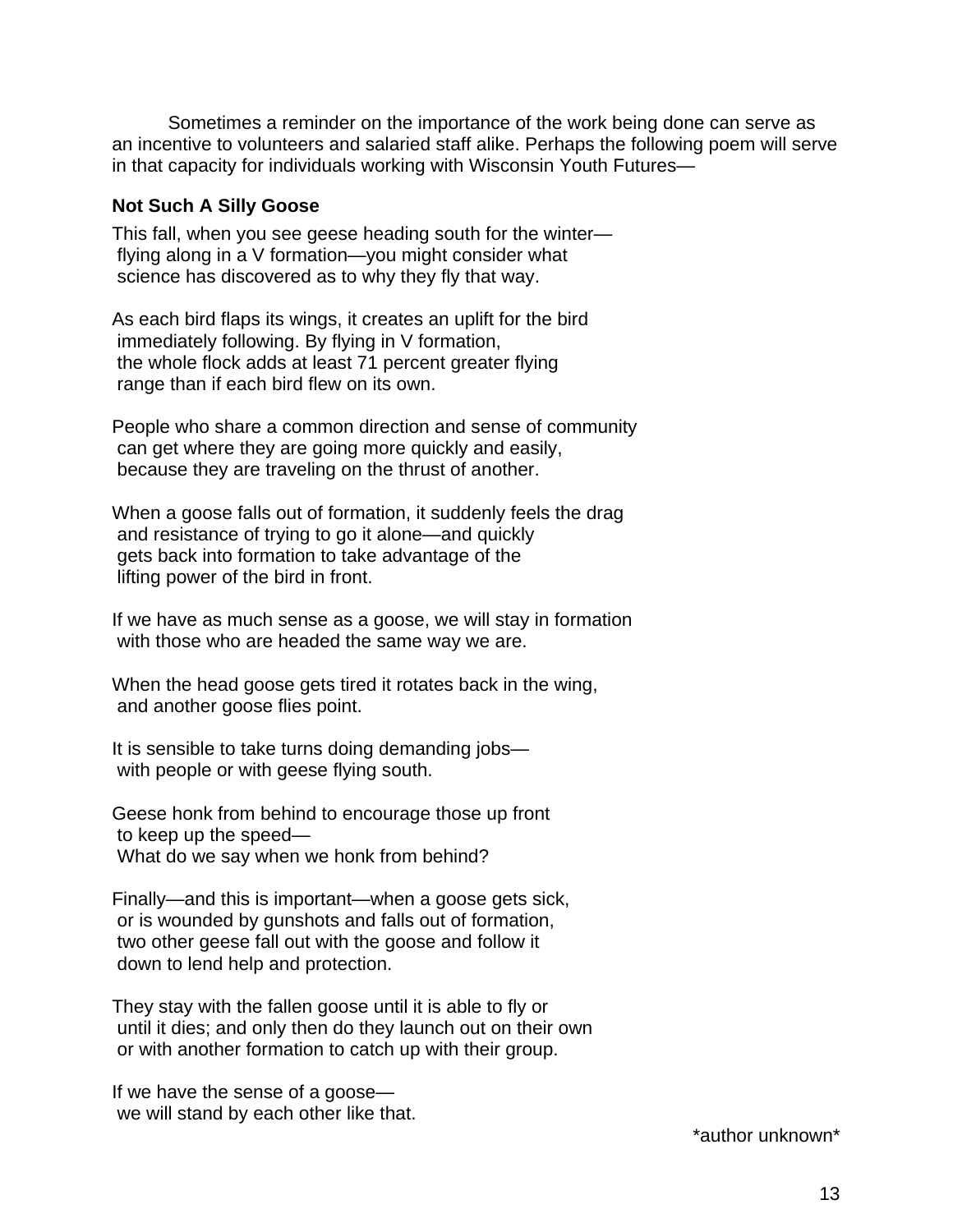Sometimes a reminder on the importance of the work being done can serve as an incentive to volunteers and salaried staff alike. Perhaps the following poem will serve in that capacity for individuals working with Wisconsin Youth Futures—

**Not Such A Silly Goose**

This fall, when you see geese heading south for the winter—
flying along in a V formation—you might consider what
science has discovered as to why they fly that way.

As each bird flaps its wings, it creates an uplift for the bird
immediately following. By flying in V formation,
the whole flock adds at least 71 percent greater flying
range than if each bird flew on its own.

People who share a common direction and sense of community
can get where they are going more quickly and easily,
because they are traveling on the thrust of another.

When a goose falls out of formation, it suddenly feels the drag
and resistance of trying to go it alone—and quickly
gets back into formation to take advantage of the
lifting power of the bird in front.

If we have as much sense as a goose, we will stay in formation
with those who are headed the same way we are.

When the head goose gets tired it rotates back in the wing,
and another goose flies point.

It is sensible to take turns doing demanding jobs—
with people or with geese flying south.

Geese honk from behind to encourage those up front
to keep up the speed—
What do we say when we honk from behind?

Finally—and this is important—when a goose gets sick,
or is wounded by gunshots and falls out of formation,
two other geese fall out with the goose and follow it
down to lend help and protection.

They stay with the fallen goose until it is able to fly or
until it dies; and only then do they launch out on their own
or with another formation to catch up with their group.

If we have the sense of a goose—
we will stand by each other like that.

*author unknown*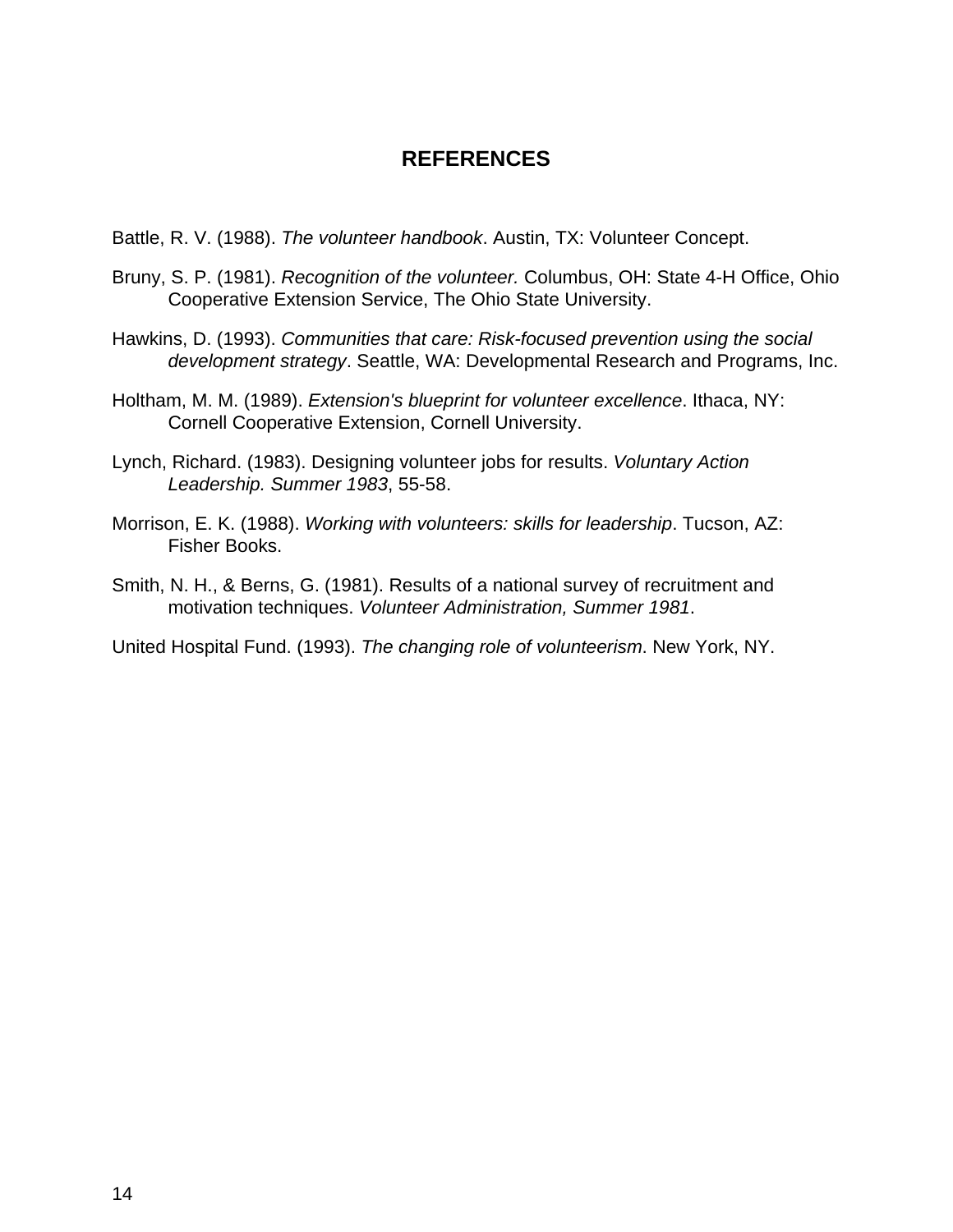# REFERENCES

Battle, R. V. (1988). *The volunteer handbook*. Austin, TX: Volunteer Concept.

Bruny, S. P. (1981). *Recognition of the volunteer.* Columbus, OH: State 4-H Office, Ohio Cooperative Extension Service, The Ohio State University.

Hawkins, D. (1993). *Communities that care: Risk-focused prevention using the social development strategy*. Seattle, WA: Developmental Research and Programs, Inc.

Holtham, M. M. (1989). *Extension's blueprint for volunteer excellence*. Ithaca, NY: Cornell Cooperative Extension, Cornell University.

Lynch, Richard. (1983). Designing volunteer jobs for results. *Voluntary Action Leadership. Summer 1983*, 55-58.

Morrison, E. K. (1988). *Working with volunteers: skills for leadership*. Tucson, AZ: Fisher Books.

Smith, N. H., & Berns, G. (1981). Results of a national survey of recruitment and motivation techniques. *Volunteer Administration, Summer 1981*.

United Hospital Fund. (1993). *The changing role of volunteerism*. New York, NY.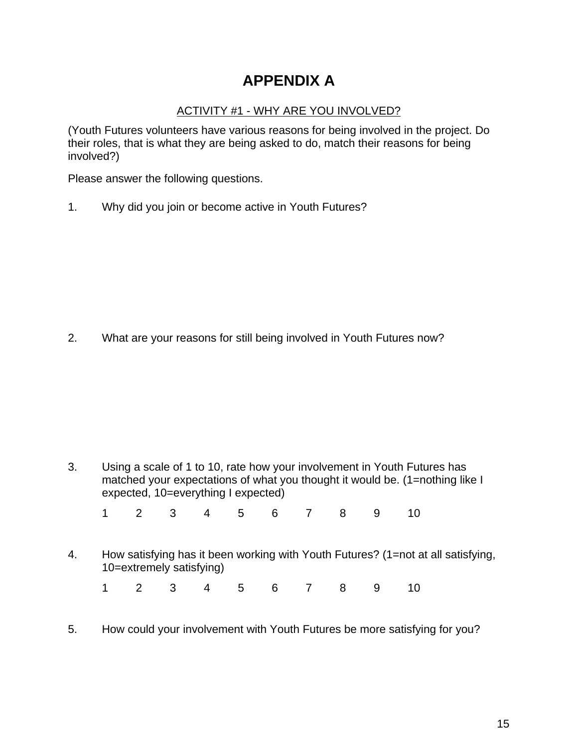# APPENDIX A

ACTIVITY #1 - WHY ARE YOU INVOLVED?

(Youth Futures volunteers have various reasons for being involved in the project. Do their roles, that is what they are being asked to do, match their reasons for being involved?)

Please answer the following questions.

1. Why did you join or become active in Youth Futures?

2. What are your reasons for still being involved in Youth Futures now?

3. Using a scale of 1 to 10, rate how your involvement in Youth Futures has matched your expectations of what you thought it would be. (1=nothing like I expected, 10=everything I expected)

   1 2 3 4 5 6 7 8 9 10

4. How satisfying has it been working with Youth Futures? (1=not at all satisfying, 10=extremely satisfying)

   1 2 3 4 5 6 7 8 9 10

5. How could your involvement with Youth Futures be more satisfying for you?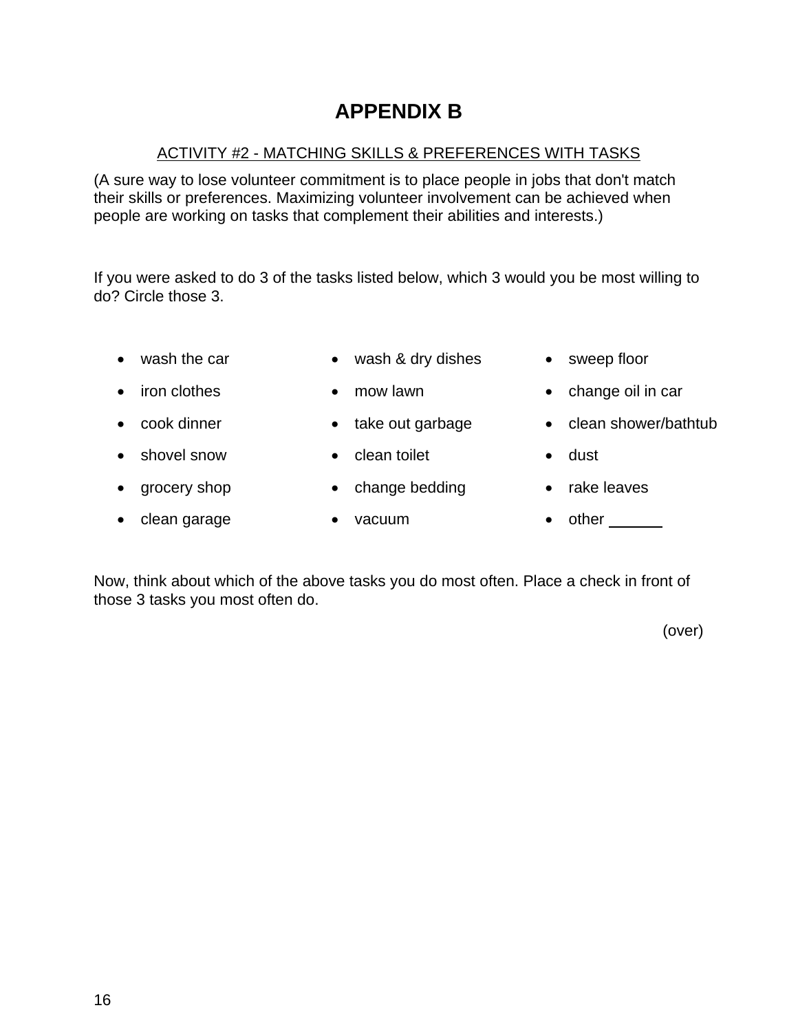# APPENDIX B

<u>ACTIVITY #2 - MATCHING SKILLS & PREFERENCES WITH TASKS</u>

(A sure way to lose volunteer commitment is to place people in jobs that don't match their skills or preferences. Maximizing volunteer involvement can be achieved when people are working on tasks that complement their abilities and interests.)

If you were asked to do 3 of the tasks listed below, which 3 would you be most willing to do? Circle those 3.

- wash the car
- iron clothes
- cook dinner
- shovel snow
- grocery shop
- clean garage
- wash & dry dishes
- mow lawn
- take out garbage
- clean toilet
- change bedding
- vacuum
- sweep floor
- change oil in car
- clean shower/bathtub
- dust
- rake leaves
- other ______

Now, think about which of the above tasks you do most often. Place a check in front of those 3 tasks you most often do.

(over)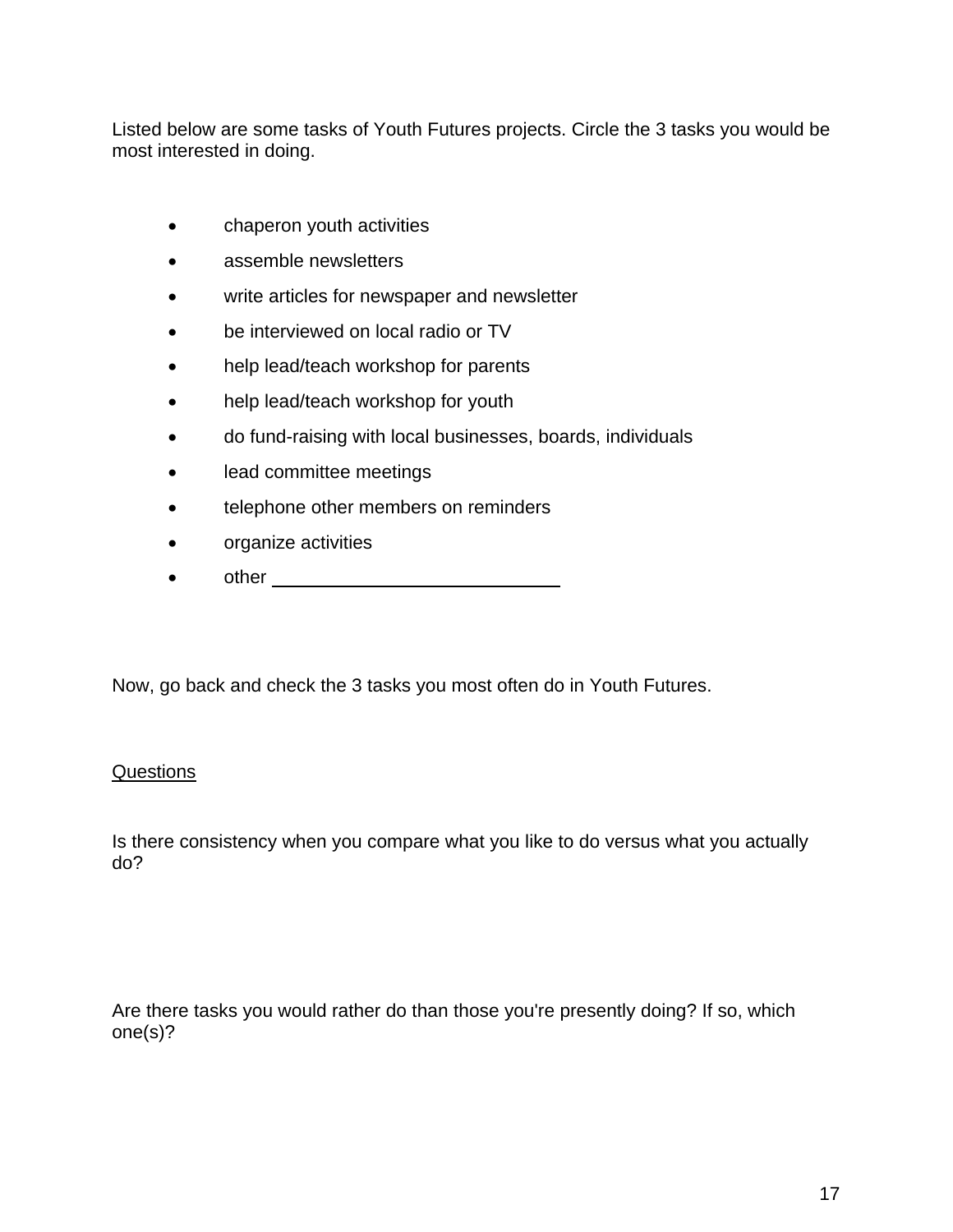Listed below are some tasks of Youth Futures projects. Circle the 3 tasks you would be most interested in doing.

- chaperon youth activities
- assemble newsletters
- write articles for newspaper and newsletter
- be interviewed on local radio or TV
- help lead/teach workshop for parents
- help lead/teach workshop for youth
- do fund-raising with local businesses, boards, individuals
- lead committee meetings
- telephone other members on reminders
- organize activities
- other ____________________________

Now, go back and check the 3 tasks you most often do in Youth Futures.

<u>Questions</u>

Is there consistency when you compare what you like to do versus what you actually do?

Are there tasks you would rather do than those you're presently doing? If so, which one(s)?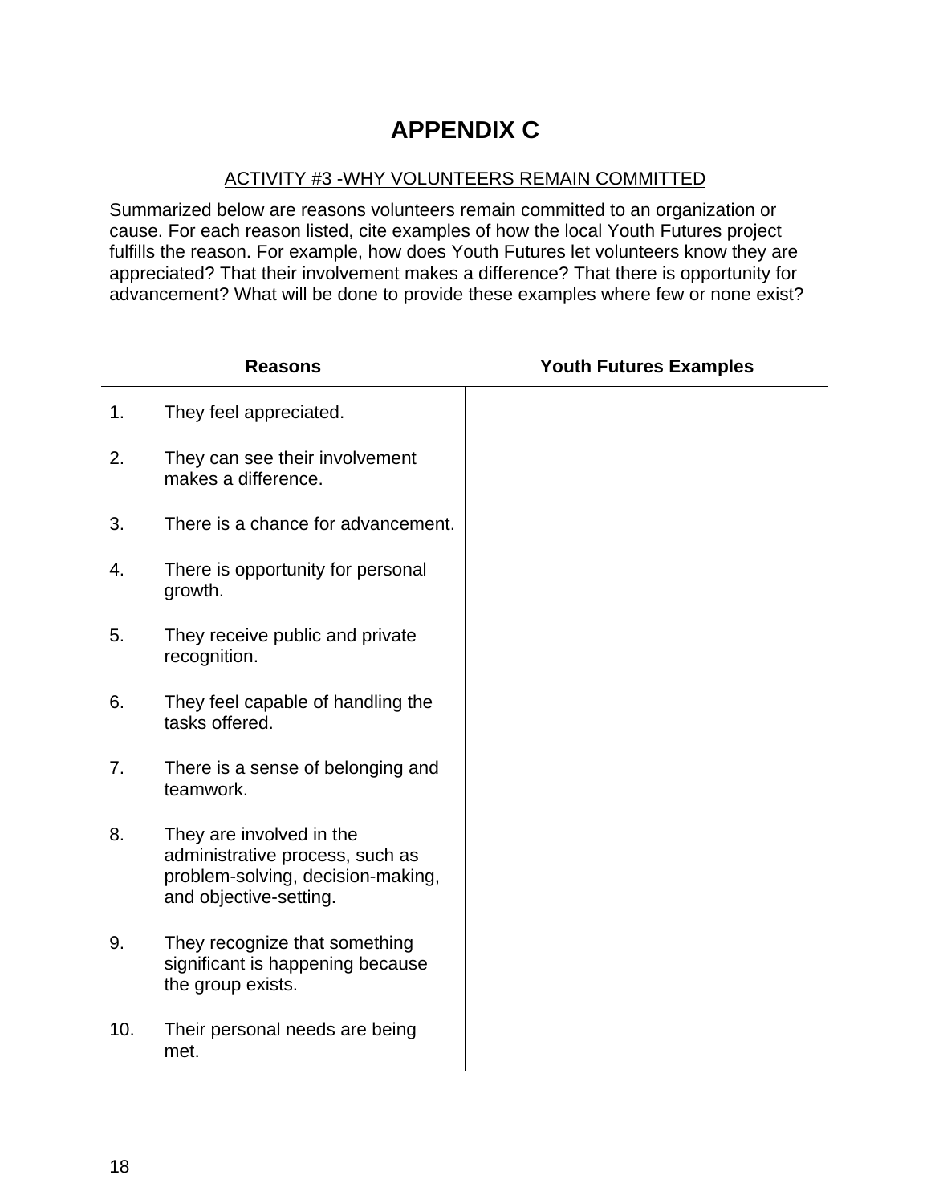# APPENDIX C

## ACTIVITY #3 -WHY VOLUNTEERS REMAIN COMMITTED

Summarized below are reasons volunteers remain committed to an organization or cause. For each reason listed, cite examples of how the local Youth Futures project fulfills the reason. For example, how does Youth Futures let volunteers know they are appreciated? That their involvement makes a difference? That there is opportunity for advancement? What will be done to provide these examples where few or none exist?

| Reasons | Youth Futures Examples |
|---|---|
| 1. They feel appreciated. | |
| 2. They can see their involvement makes a difference. | |
| 3. There is a chance for advancement. | |
| 4. There is opportunity for personal growth. | |
| 5. They receive public and private recognition. | |
| 6. They feel capable of handling the tasks offered. | |
| 7. There is a sense of belonging and teamwork. | |
| 8. They are involved in the administrative process, such as problem-solving, decision-making, and objective-setting. | |
| 9. They recognize that something significant is happening because the group exists. | |
| 10. Their personal needs are being met. | |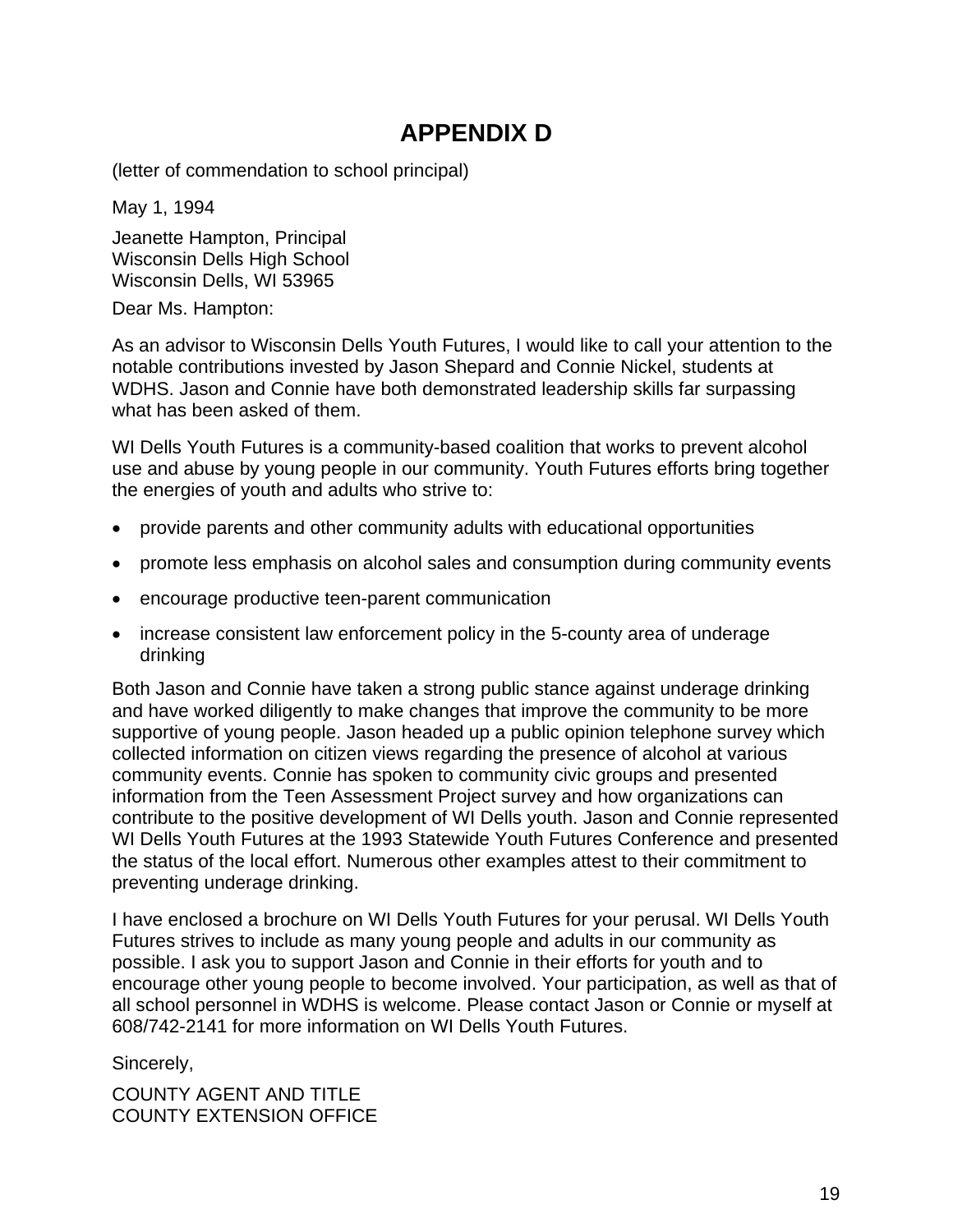# APPENDIX D

(letter of commendation to school principal)

May 1, 1994

Jeanette Hampton, Principal
Wisconsin Dells High School
Wisconsin Dells, WI 53965

Dear Ms. Hampton:

As an advisor to Wisconsin Dells Youth Futures, I would like to call your attention to the notable contributions invested by Jason Shepard and Connie Nickel, students at WDHS. Jason and Connie have both demonstrated leadership skills far surpassing what has been asked of them.

WI Dells Youth Futures is a community-based coalition that works to prevent alcohol use and abuse by young people in our community. Youth Futures efforts bring together the energies of youth and adults who strive to:

- provide parents and other community adults with educational opportunities
- promote less emphasis on alcohol sales and consumption during community events
- encourage productive teen-parent communication
- increase consistent law enforcement policy in the 5-county area of underage drinking

Both Jason and Connie have taken a strong public stance against underage drinking and have worked diligently to make changes that improve the community to be more supportive of young people. Jason headed up a public opinion telephone survey which collected information on citizen views regarding the presence of alcohol at various community events. Connie has spoken to community civic groups and presented information from the Teen Assessment Project survey and how organizations can contribute to the positive development of WI Dells youth. Jason and Connie represented WI Dells Youth Futures at the 1993 Statewide Youth Futures Conference and presented the status of the local effort. Numerous other examples attest to their commitment to preventing underage drinking.

I have enclosed a brochure on WI Dells Youth Futures for your perusal. WI Dells Youth Futures strives to include as many young people and adults in our community as possible. I ask you to support Jason and Connie in their efforts for youth and to encourage other young people to become involved. Your participation, as well as that of all school personnel in WDHS is welcome. Please contact Jason or Connie or myself at 608/742-2141 for more information on WI Dells Youth Futures.

Sincerely,

COUNTY AGENT AND TITLE
COUNTY EXTENSION OFFICE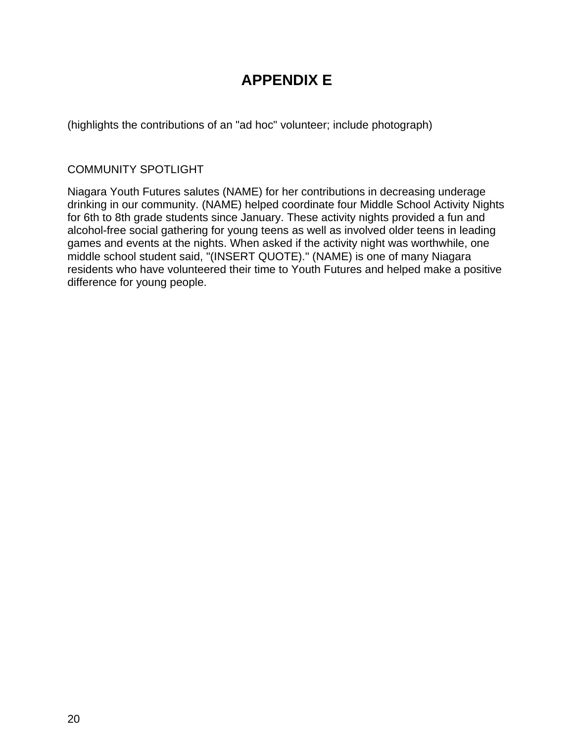# APPENDIX E

(highlights the contributions of an "ad hoc" volunteer; include photograph)

COMMUNITY SPOTLIGHT

Niagara Youth Futures salutes (NAME) for her contributions in decreasing underage drinking in our community. (NAME) helped coordinate four Middle School Activity Nights for 6th to 8th grade students since January. These activity nights provided a fun and alcohol-free social gathering for young teens as well as involved older teens in leading games and events at the nights. When asked if the activity night was worthwhile, one middle school student said, "(INSERT QUOTE)." (NAME) is one of many Niagara residents who have volunteered their time to Youth Futures and helped make a positive difference for young people.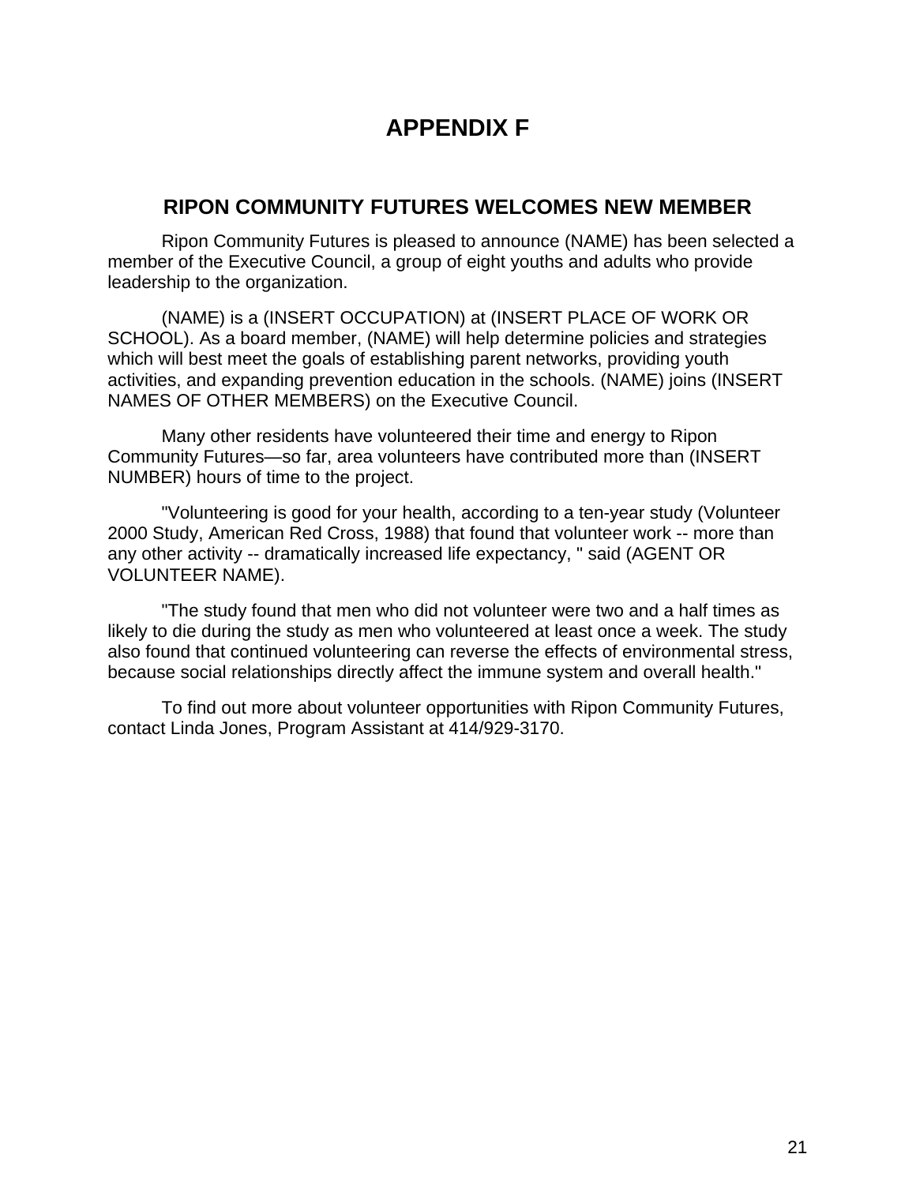# APPENDIX F

## RIPON COMMUNITY FUTURES WELCOMES NEW MEMBER

Ripon Community Futures is pleased to announce (NAME) has been selected a member of the Executive Council, a group of eight youths and adults who provide leadership to the organization.

(NAME) is a (INSERT OCCUPATION) at (INSERT PLACE OF WORK OR SCHOOL). As a board member, (NAME) will help determine policies and strategies which will best meet the goals of establishing parent networks, providing youth activities, and expanding prevention education in the schools. (NAME) joins (INSERT NAMES OF OTHER MEMBERS) on the Executive Council.

Many other residents have volunteered their time and energy to Ripon Community Futures—so far, area volunteers have contributed more than (INSERT NUMBER) hours of time to the project.

"Volunteering is good for your health, according to a ten-year study (Volunteer 2000 Study, American Red Cross, 1988) that found that volunteer work -- more than any other activity -- dramatically increased life expectancy, " said (AGENT OR VOLUNTEER NAME).

"The study found that men who did not volunteer were two and a half times as likely to die during the study as men who volunteered at least once a week. The study also found that continued volunteering can reverse the effects of environmental stress, because social relationships directly affect the immune system and overall health."

To find out more about volunteer opportunities with Ripon Community Futures, contact Linda Jones, Program Assistant at 414/929-3170.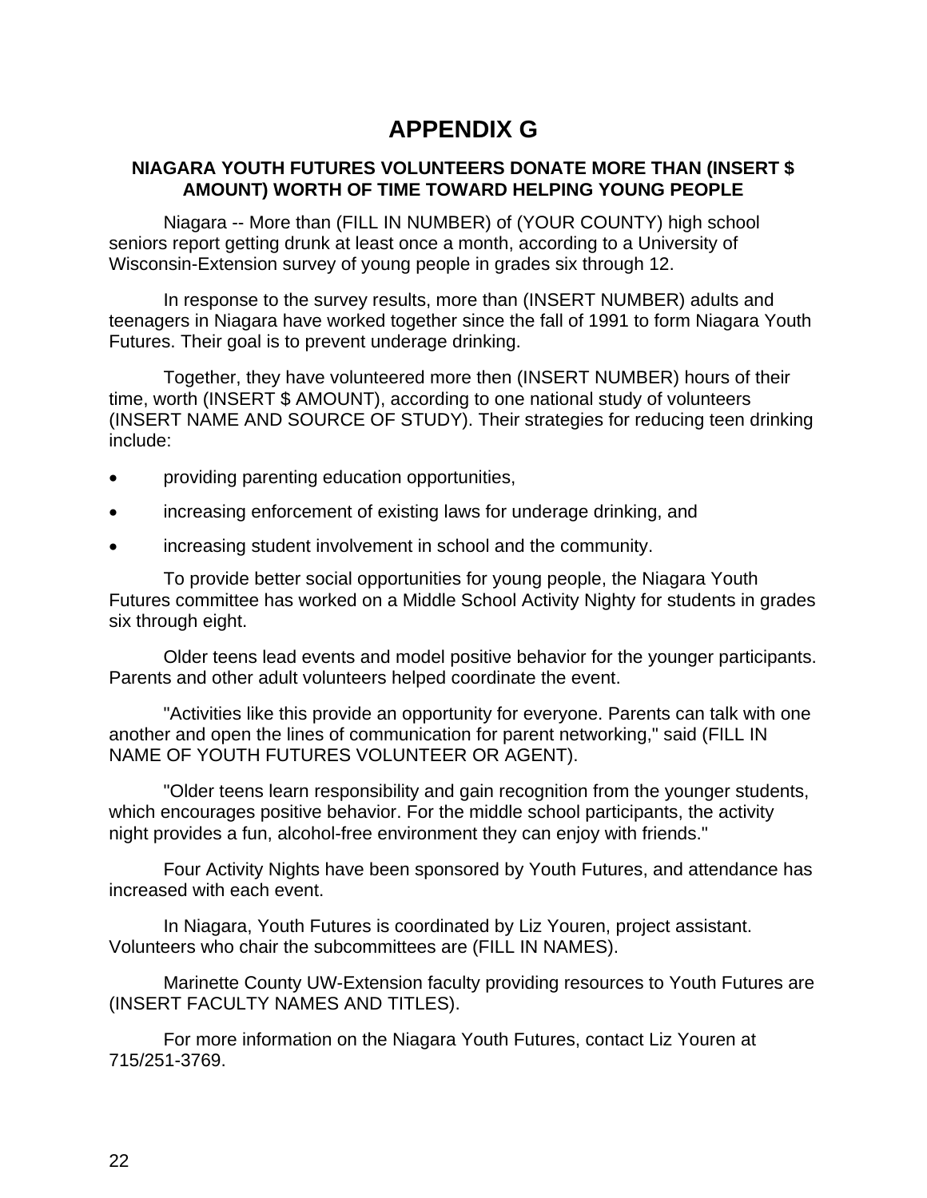# APPENDIX G

### NIAGARA YOUTH FUTURES VOLUNTEERS DONATE MORE THAN (INSERT $ AMOUNT) WORTH OF TIME TOWARD HELPING YOUNG PEOPLE

Niagara -- More than (FILL IN NUMBER) of (YOUR COUNTY) high school seniors report getting drunk at least once a month, according to a University of Wisconsin-Extension survey of young people in grades six through 12.

In response to the survey results, more than (INSERT NUMBER) adults and teenagers in Niagara have worked together since the fall of 1991 to form Niagara Youth Futures. Their goal is to prevent underage drinking.

Together, they have volunteered more then (INSERT NUMBER) hours of their time, worth (INSERT $ AMOUNT), according to one national study of volunteers (INSERT NAME AND SOURCE OF STUDY). Their strategies for reducing teen drinking include:

- providing parenting education opportunities,
- increasing enforcement of existing laws for underage drinking, and
- increasing student involvement in school and the community.

To provide better social opportunities for young people, the Niagara Youth Futures committee has worked on a Middle School Activity Nighty for students in grades six through eight.

Older teens lead events and model positive behavior for the younger participants. Parents and other adult volunteers helped coordinate the event.

"Activities like this provide an opportunity for everyone. Parents can talk with one another and open the lines of communication for parent networking," said (FILL IN NAME OF YOUTH FUTURES VOLUNTEER OR AGENT).

"Older teens learn responsibility and gain recognition from the younger students, which encourages positive behavior. For the middle school participants, the activity night provides a fun, alcohol-free environment they can enjoy with friends."

Four Activity Nights have been sponsored by Youth Futures, and attendance has increased with each event.

In Niagara, Youth Futures is coordinated by Liz Youren, project assistant. Volunteers who chair the subcommittees are (FILL IN NAMES).

Marinette County UW-Extension faculty providing resources to Youth Futures are (INSERT FACULTY NAMES AND TITLES).

For more information on the Niagara Youth Futures, contact Liz Youren at 715/251-3769.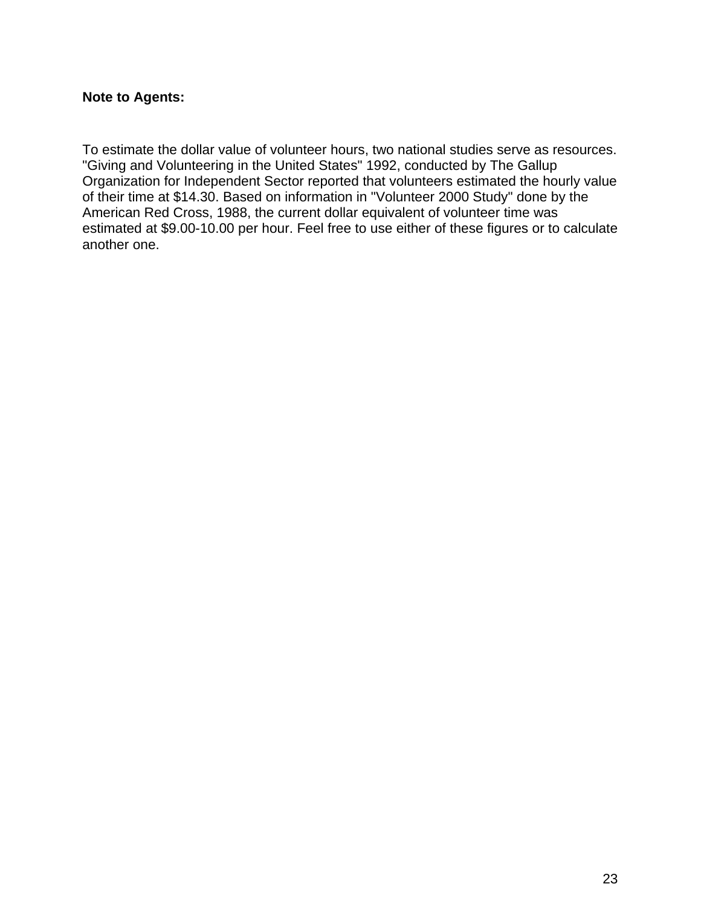**Note to Agents:**

To estimate the dollar value of volunteer hours, two national studies serve as resources. "Giving and Volunteering in the United States" 1992, conducted by The Gallup Organization for Independent Sector reported that volunteers estimated the hourly value of their time at $14.30. Based on information in "Volunteer 2000 Study" done by the American Red Cross, 1988, the current dollar equivalent of volunteer time was estimated at $9.00-10.00 per hour. Feel free to use either of these figures or to calculate another one.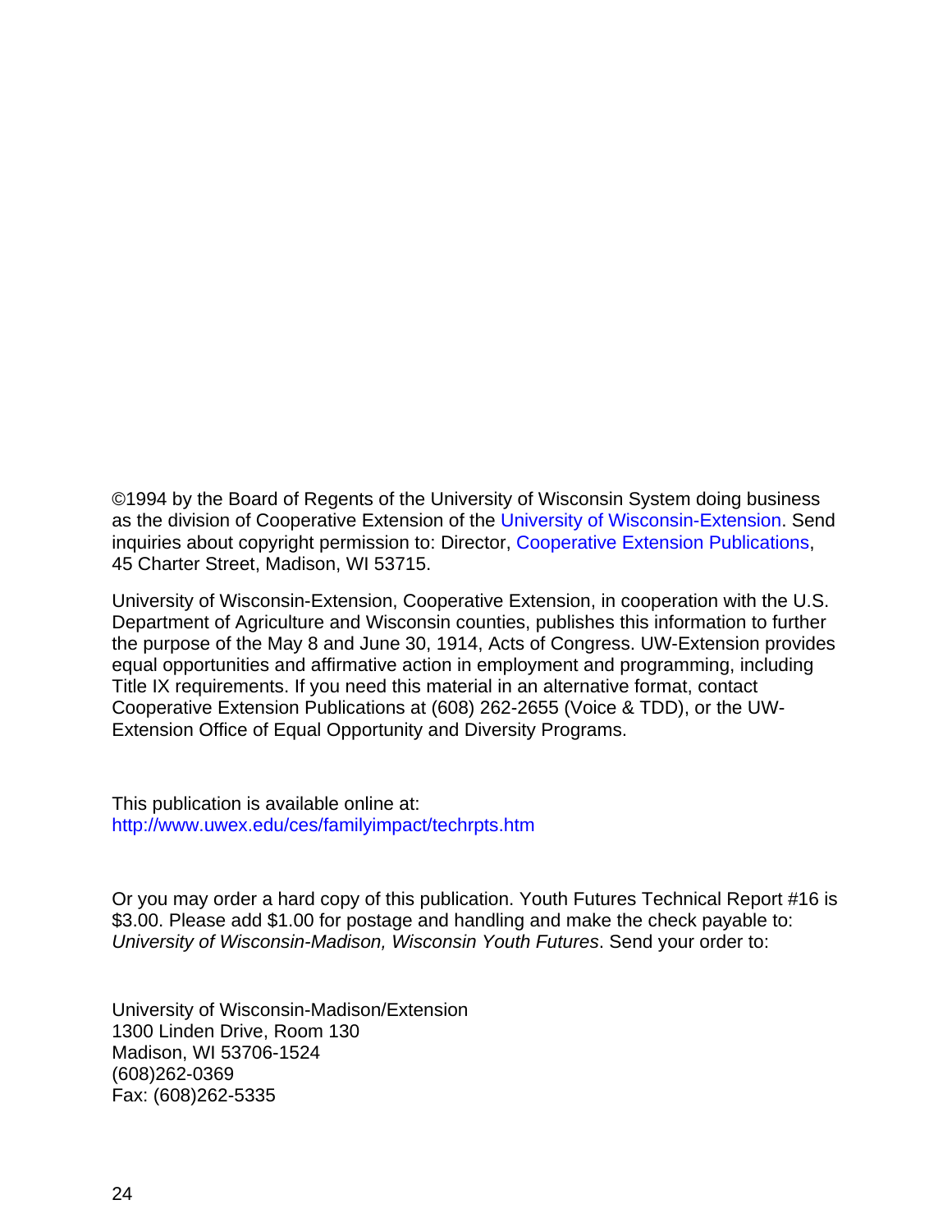©1994 by the Board of Regents of the University of Wisconsin System doing business as the division of Cooperative Extension of the University of Wisconsin-Extension. Send inquiries about copyright permission to: Director, Cooperative Extension Publications, 45 Charter Street, Madison, WI 53715.

University of Wisconsin-Extension, Cooperative Extension, in cooperation with the U.S. Department of Agriculture and Wisconsin counties, publishes this information to further the purpose of the May 8 and June 30, 1914, Acts of Congress. UW-Extension provides equal opportunities and affirmative action in employment and programming, including Title IX requirements. If you need this material in an alternative format, contact Cooperative Extension Publications at (608) 262-2655 (Voice & TDD), or the UW-Extension Office of Equal Opportunity and Diversity Programs.

This publication is available online at:
http://www.uwex.edu/ces/familyimpact/techrpts.htm

Or you may order a hard copy of this publication. Youth Futures Technical Report #16 is $3.00. Please add $1.00 for postage and handling and make the check payable to: *University of Wisconsin-Madison, Wisconsin Youth Futures*. Send your order to:

University of Wisconsin-Madison/Extension
1300 Linden Drive, Room 130
Madison, WI 53706-1524
(608)262-0369
Fax: (608)262-5335